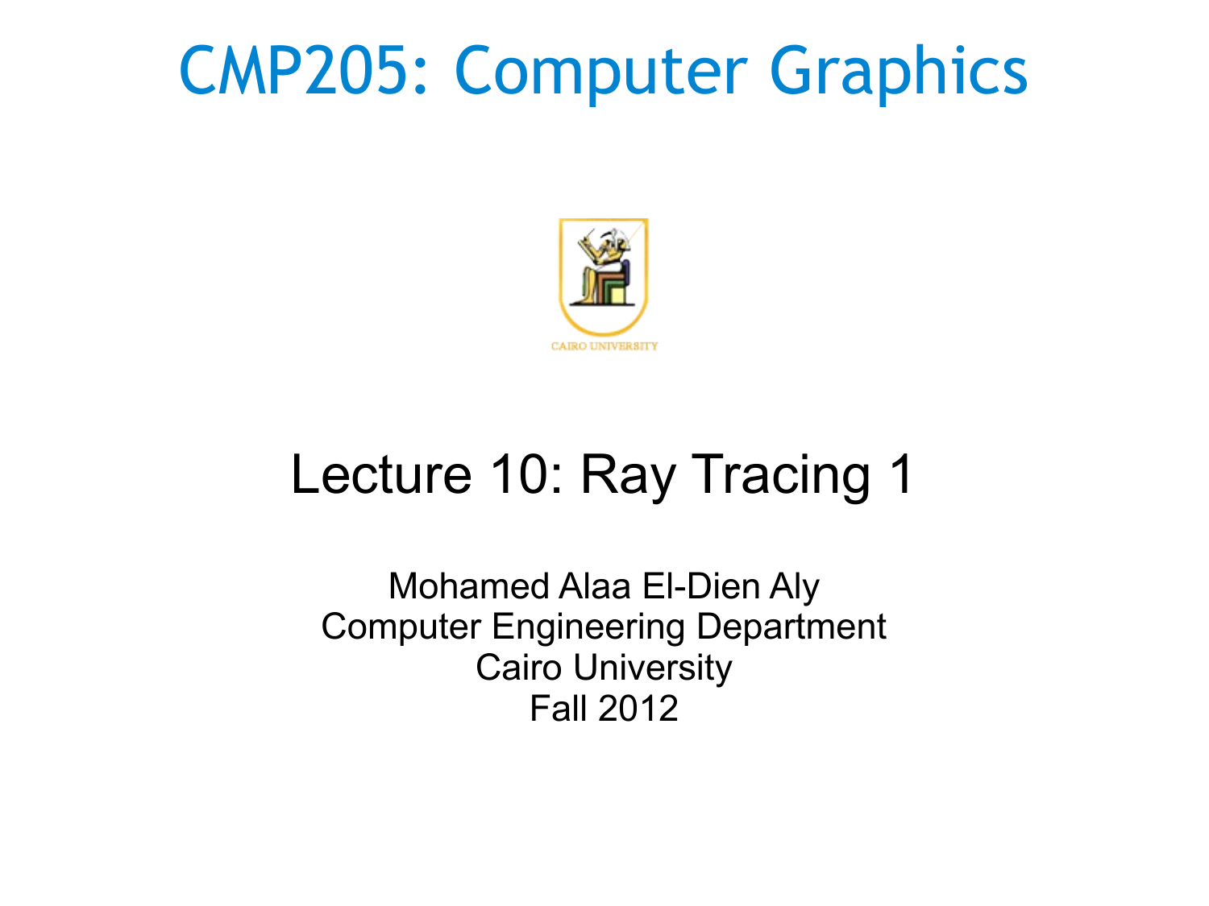# CMP205: Computer Graphics

CAIRO UNIVERSITY

## Lecture 10: Ray Tracing 1

Mohamed Alaa El-Dien Aly
Computer Engineering Department
Cairo University
Fall 2012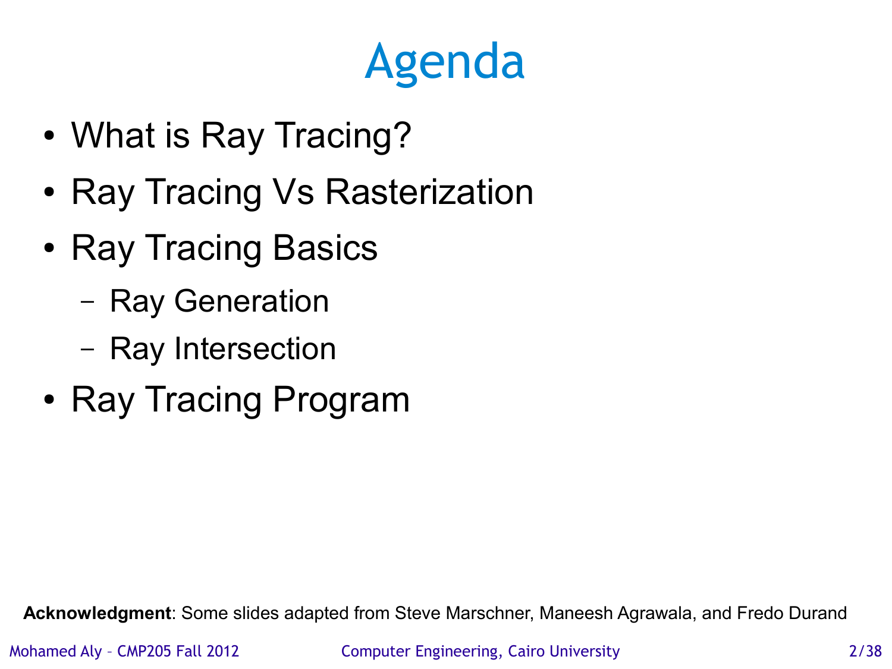# Agenda

- What is Ray Tracing?
- Ray Tracing Vs Rasterization
- Ray Tracing Basics
  - Ray Generation
  - Ray Intersection
- Ray Tracing Program

**Acknowledgment**: Some slides adapted from Steve Marschner, Maneesh Agrawala, and Fredo Durand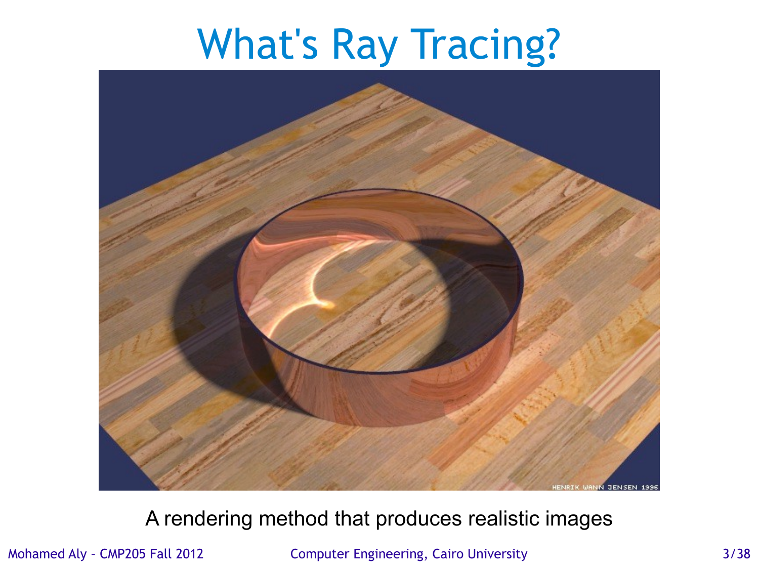# What's Ray Tracing?

A rendering method that produces realistic images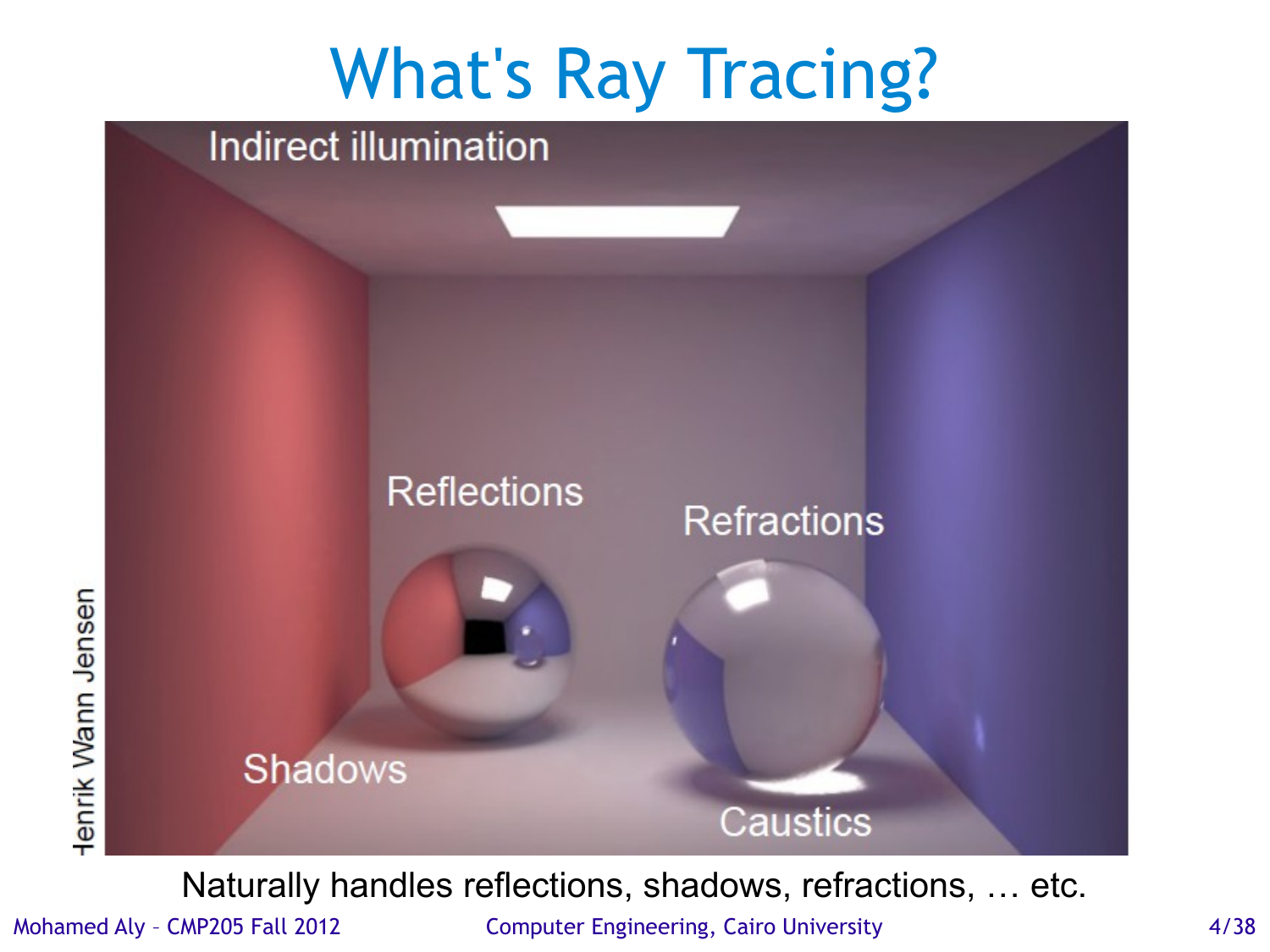# What's Ray Tracing?

Indirect illumination

Reflections

Refractions

Shadows

Caustics

Henrik Wann Jensen

Naturally handles reflections, shadows, refractions, … etc.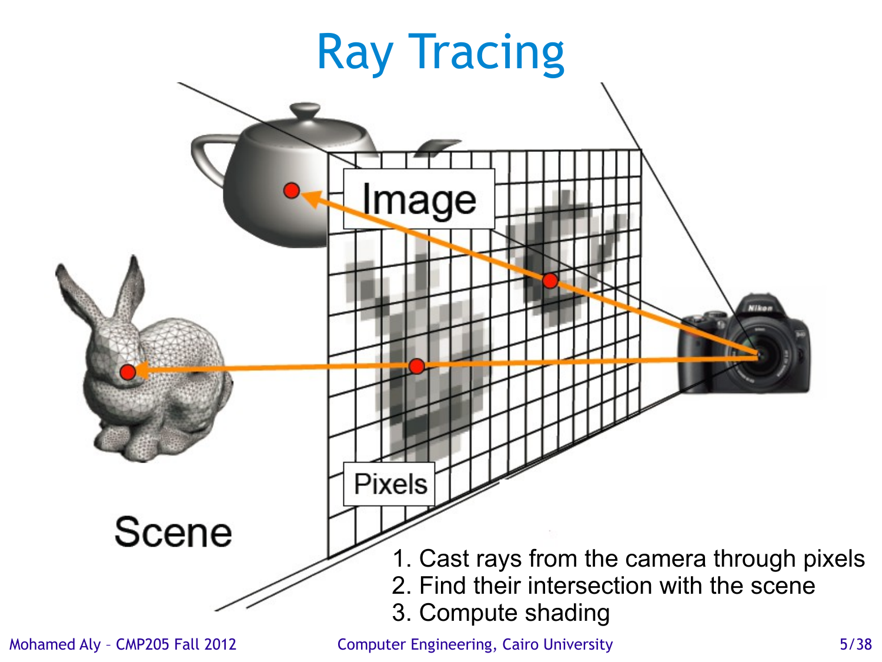# Ray Tracing

Image

Pixels

Scene

1. Cast rays from the camera through pixels
2. Find their intersection with the scene
3. Compute shading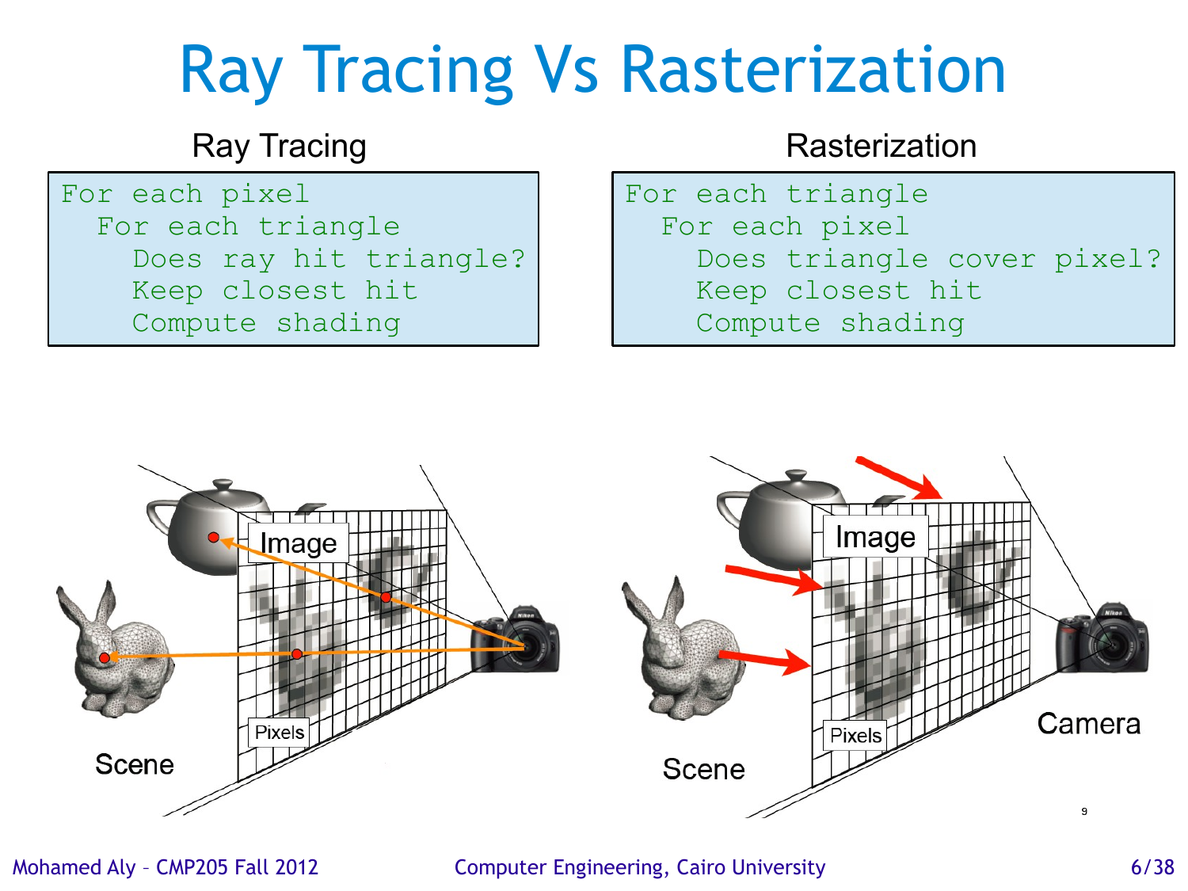# Ray Tracing Vs Rasterization

### Ray Tracing

```
For each pixel
  For each triangle
    Does ray hit triangle?
    Keep closest hit
    Compute shading
```

### Rasterization

```
For each triangle
  For each pixel
    Does triangle cover pixel?
    Keep closest hit
    Compute shading
```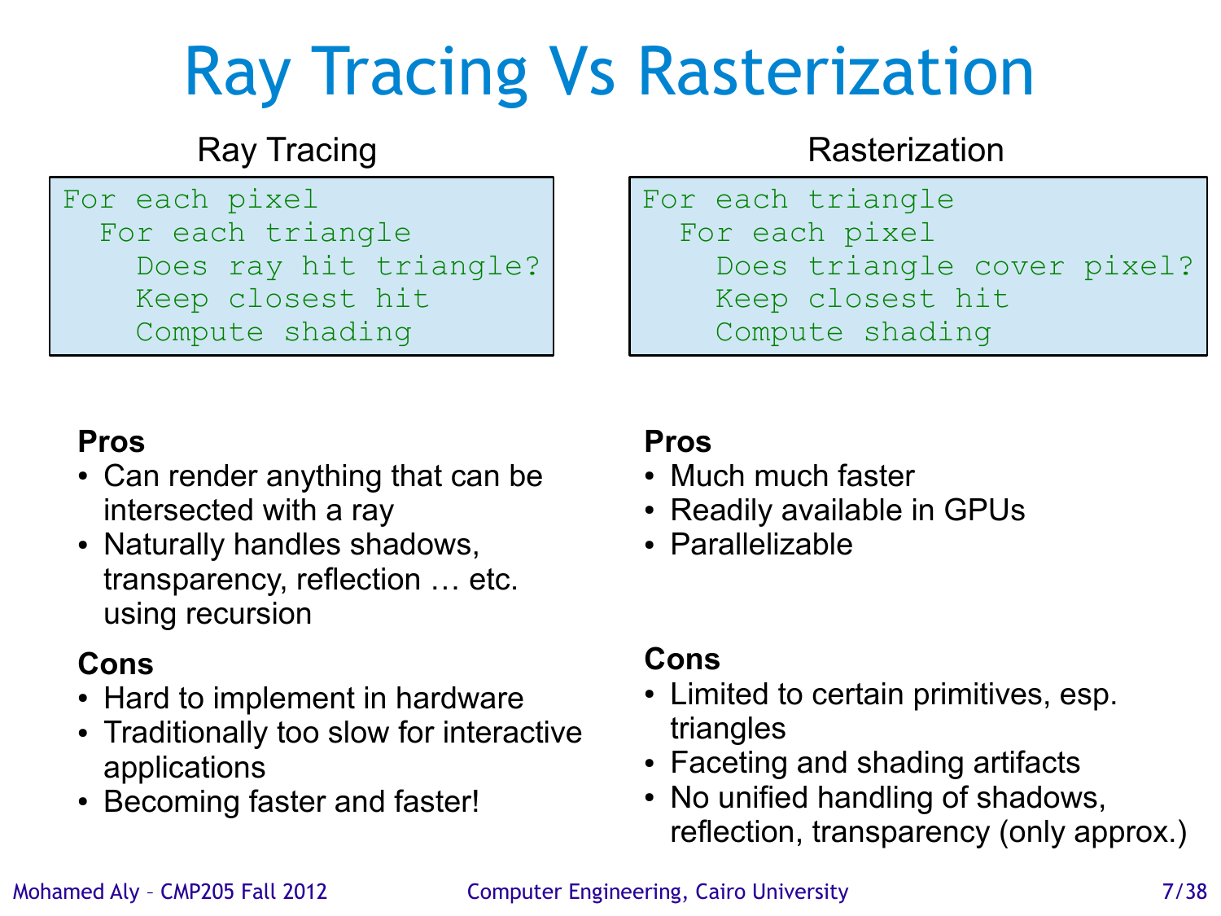# Ray Tracing Vs Rasterization

## Ray Tracing

```
For each pixel
  For each triangle
    Does ray hit triangle?
    Keep closest hit
    Compute shading
```

**Pros**

- Can render anything that can be intersected with a ray
- Naturally handles shadows, transparency, reflection … etc. using recursion

**Cons**

- Hard to implement in hardware
- Traditionally too slow for interactive applications
- Becoming faster and faster!

## Rasterization

```
For each triangle
  For each pixel
    Does triangle cover pixel?
    Keep closest hit
    Compute shading
```

**Pros**

- Much much faster
- Readily available in GPUs
- Parallelizable

**Cons**

- Limited to certain primitives, esp. triangles
- Faceting and shading artifacts
- No unified handling of shadows, reflection, transparency (only approx.)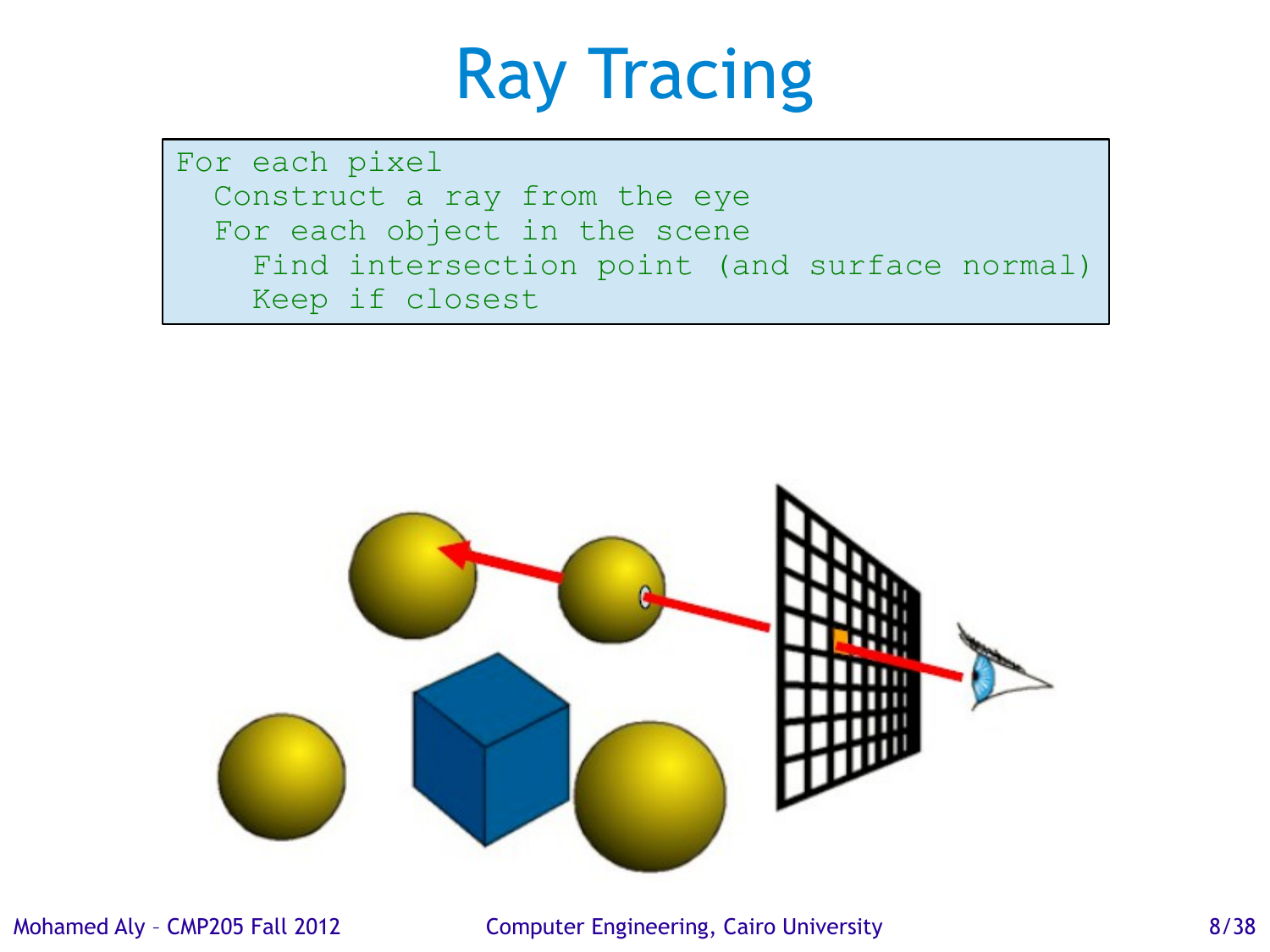# Ray Tracing

```
For each pixel
  Construct a ray from the eye
  For each object in the scene
    Find intersection point (and surface normal)
    Keep if closest
```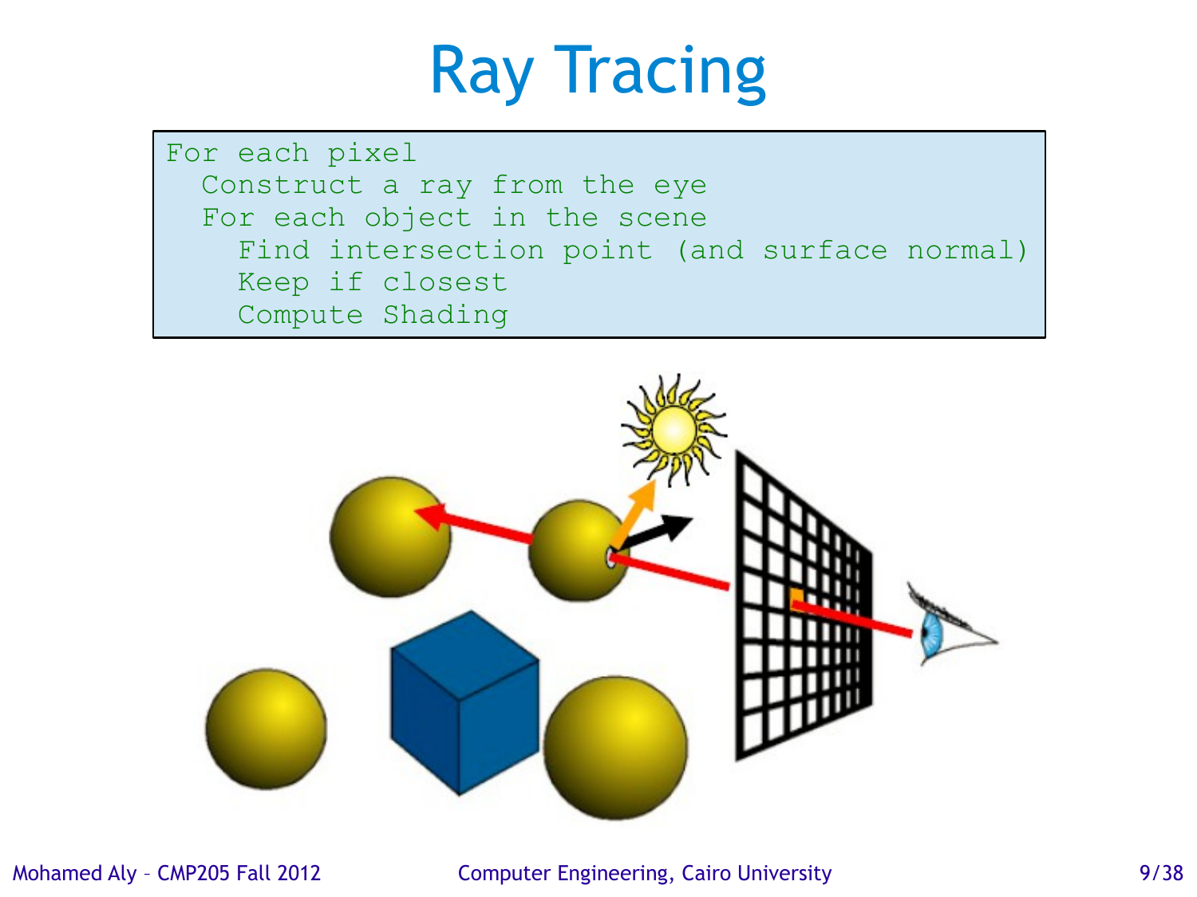# Ray Tracing

```
For each pixel
  Construct a ray from the eye
  For each object in the scene
    Find intersection point (and surface normal)
    Keep if closest
    Compute Shading
```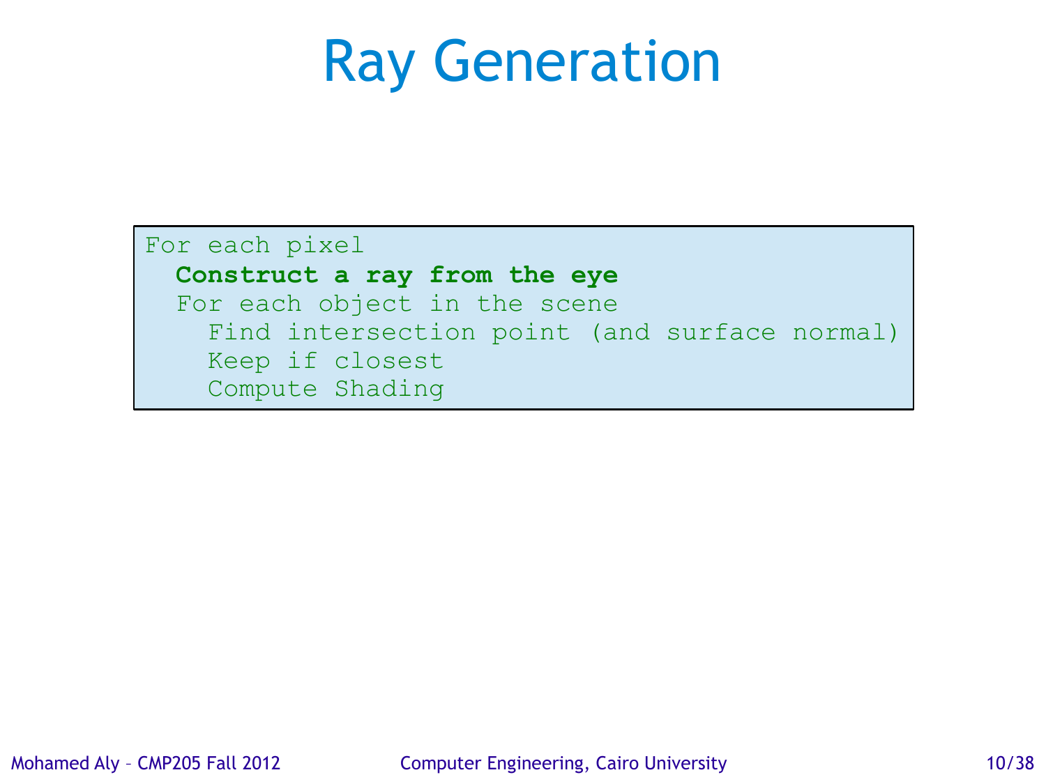# Ray Generation

```
For each pixel
  Construct a ray from the eye
  For each object in the scene
    Find intersection point (and surface normal)
    Keep if closest
    Compute Shading
```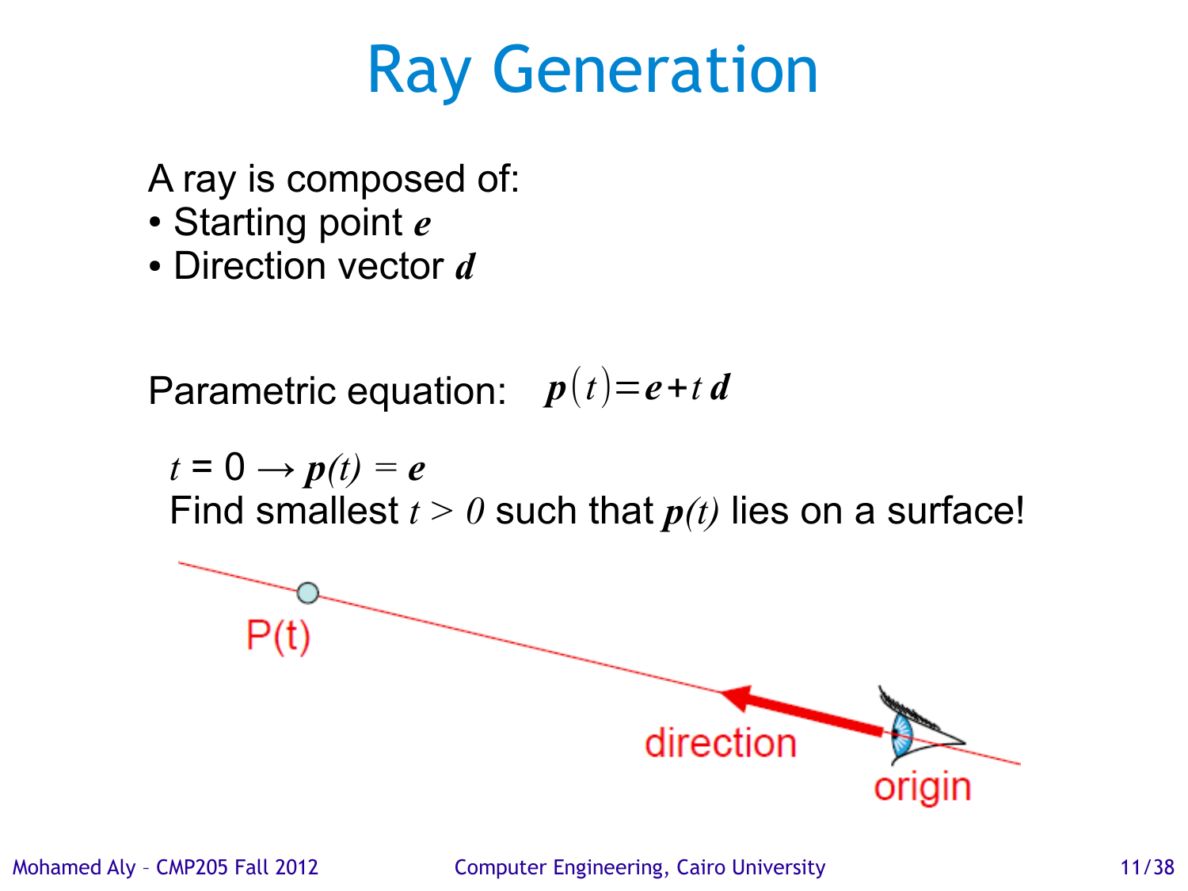# Ray Generation

A ray is composed of:

- Starting point $\boldsymbol{e}$
- Direction vector $\boldsymbol{d}$

Parametric equation: $\boldsymbol{p}(t) = \boldsymbol{e} + t\,\boldsymbol{d}$

$t = 0 \rightarrow \boldsymbol{p}(t) = \boldsymbol{e}$

Find smallest $t > 0$ such that $\boldsymbol{p}(t)$ lies on a surface!

P(t)

direction

origin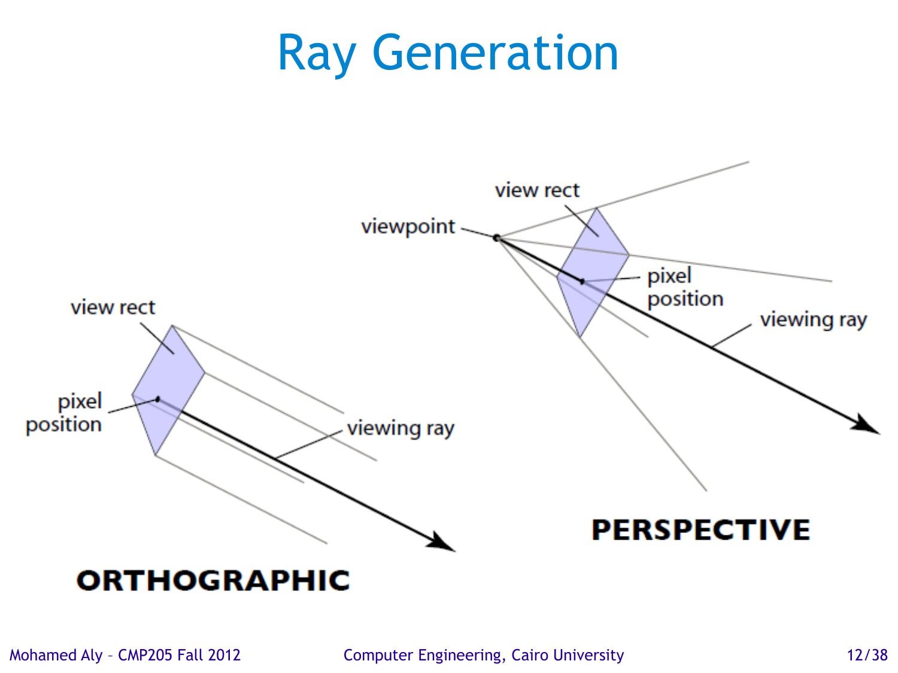# Ray Generation

view rect

pixel position

viewing ray

**ORTHOGRAPHIC**

viewpoint

view rect

pixel position

viewing ray

**PERSPECTIVE**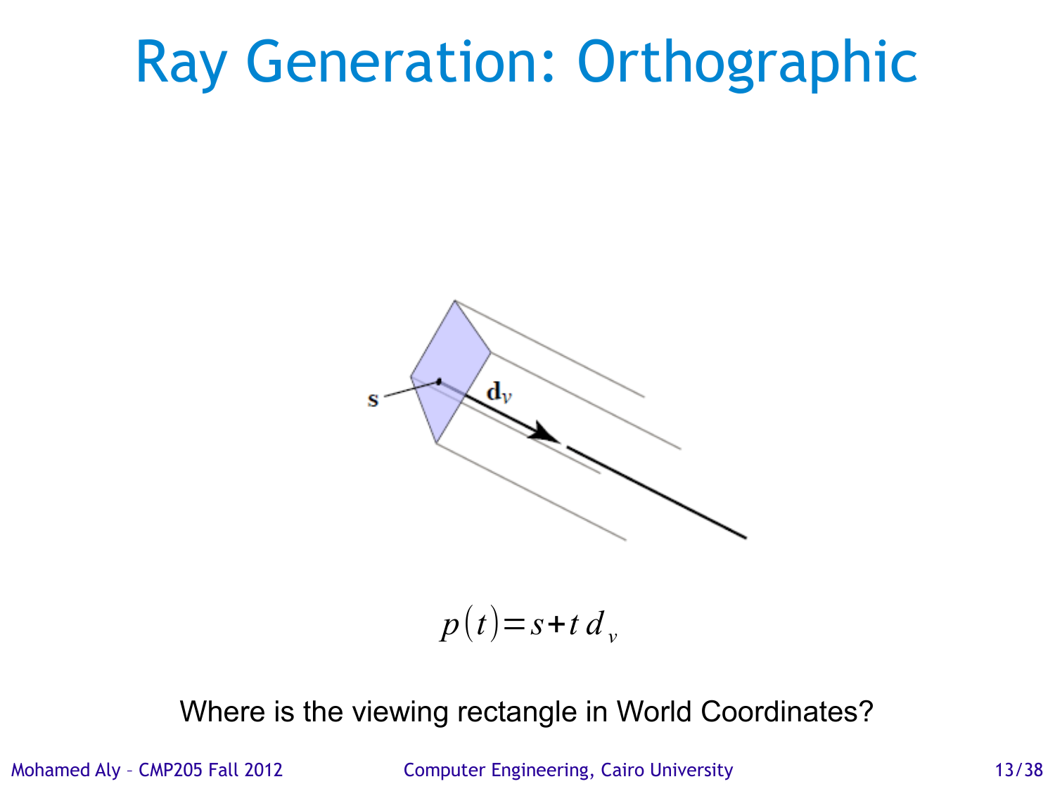# Ray Generation: Orthographic

$$p(t) = s + t\, d_v$$

Where is the viewing rectangle in World Coordinates?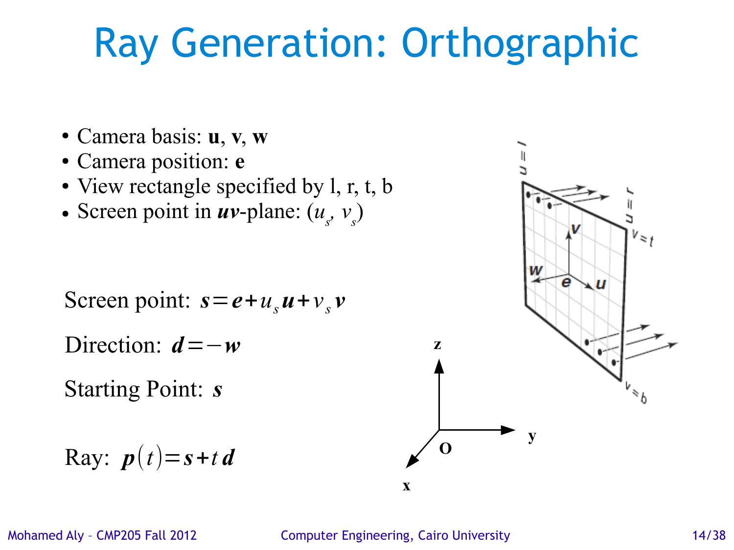# Ray Generation: Orthographic

- Camera basis: **u**, **v**, **w**
- Camera position: **e**
- View rectangle specified by l, r, t, b
- Screen point in ***uv***-plane: $(u_s, v_s)$

Screen point: $\boldsymbol{s} = \boldsymbol{e} + u_s \boldsymbol{u} + v_s \boldsymbol{v}$

Direction: $\boldsymbol{d} = -\boldsymbol{w}$

Starting Point: $\boldsymbol{s}$

Ray: $\boldsymbol{p}(t) = \boldsymbol{s} + t\,\boldsymbol{d}$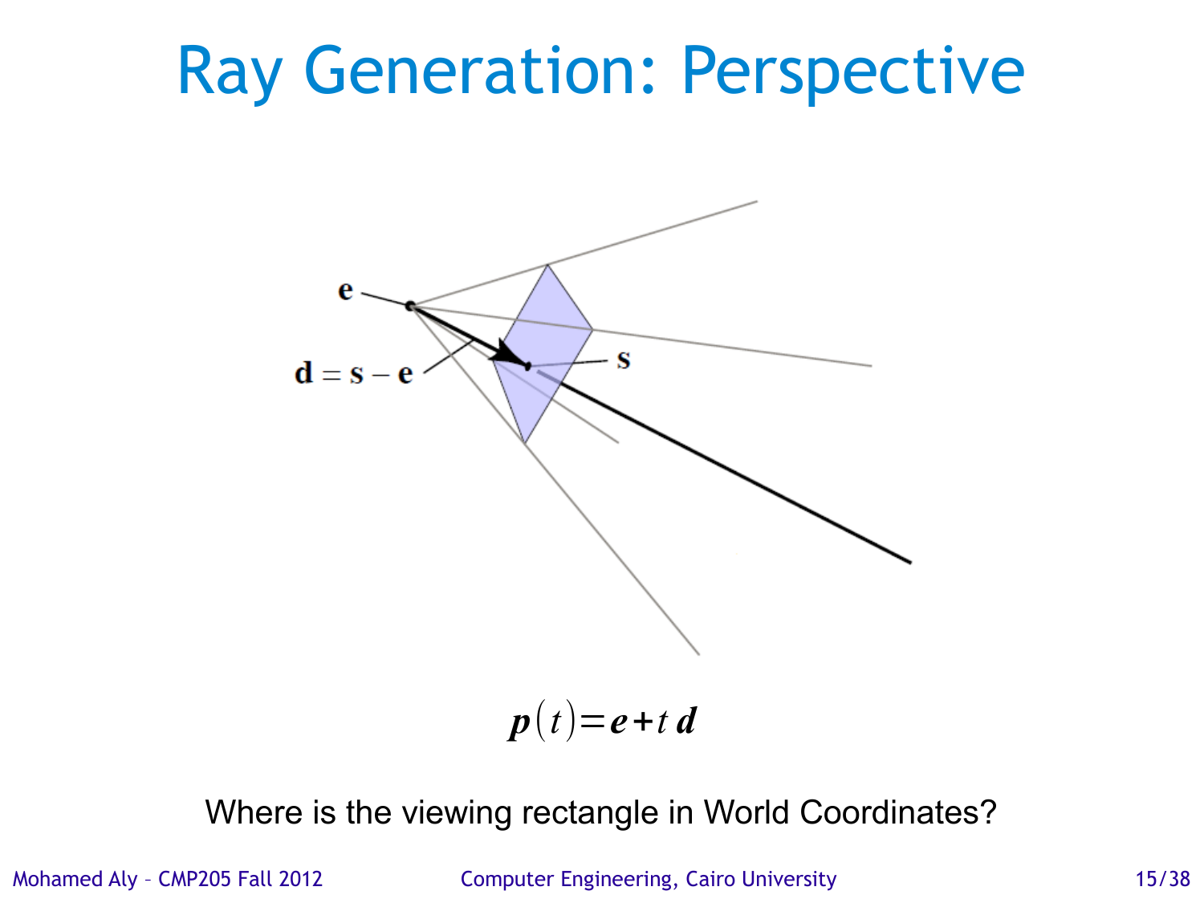# Ray Generation: Perspective

$\mathbf{e}$

$\mathbf{d} = \mathbf{s} - \mathbf{e}$

$\mathbf{s}$

$$\boldsymbol{p}(t) = \boldsymbol{e} + t\,\boldsymbol{d}$$

Where is the viewing rectangle in World Coordinates?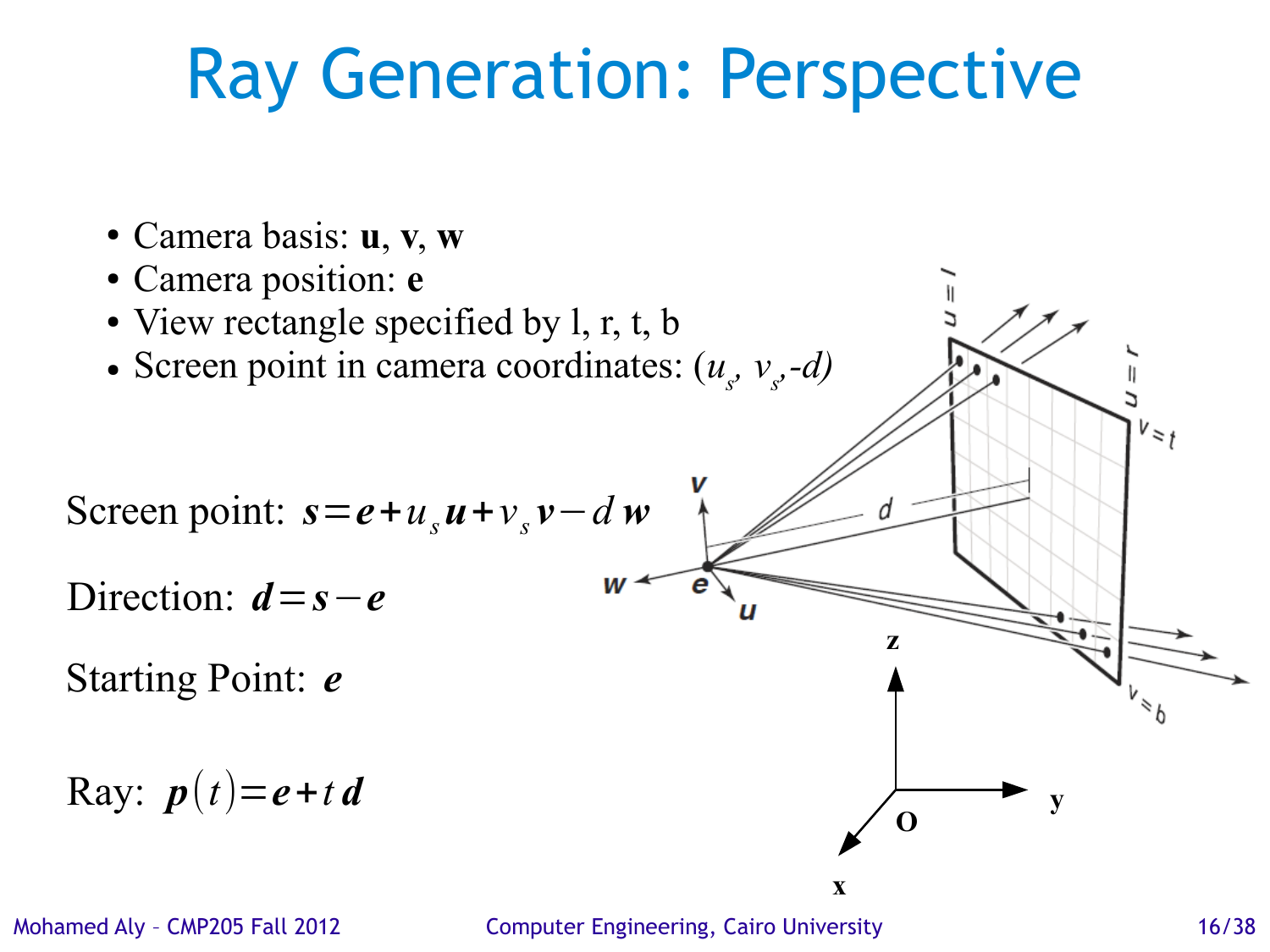# Ray Generation: Perspective

- Camera basis: **u**, **v**, **w**
- Camera position: **e**
- View rectangle specified by l, r, t, b
- Screen point in camera coordinates: $(u_s, v_s, -d)$

Screen point: $\boldsymbol{s} = \boldsymbol{e} + u_s \boldsymbol{u} + v_s \boldsymbol{v} - d\,\boldsymbol{w}$

Direction: $\boldsymbol{d} = \boldsymbol{s} - \boldsymbol{e}$

Starting Point: $\boldsymbol{e}$

Ray: $\boldsymbol{p}(t) = \boldsymbol{e} + t\,\boldsymbol{d}$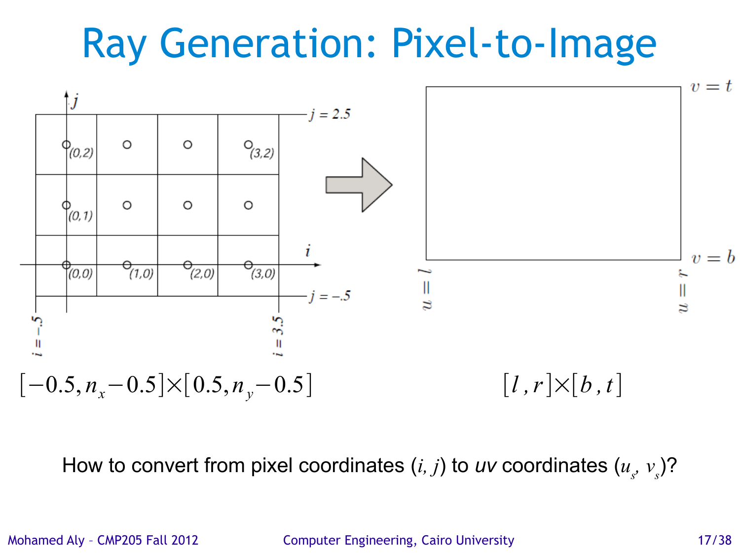# Ray Generation: Pixel-to-Image

$$[-0.5, n_x - 0.5] \times [0.5, n_y - 0.5]$$

$$[l, r] \times [b, t]$$

How to convert from pixel coordinates $(i, j)$ to *uv* coordinates $(u_s, v_s)$?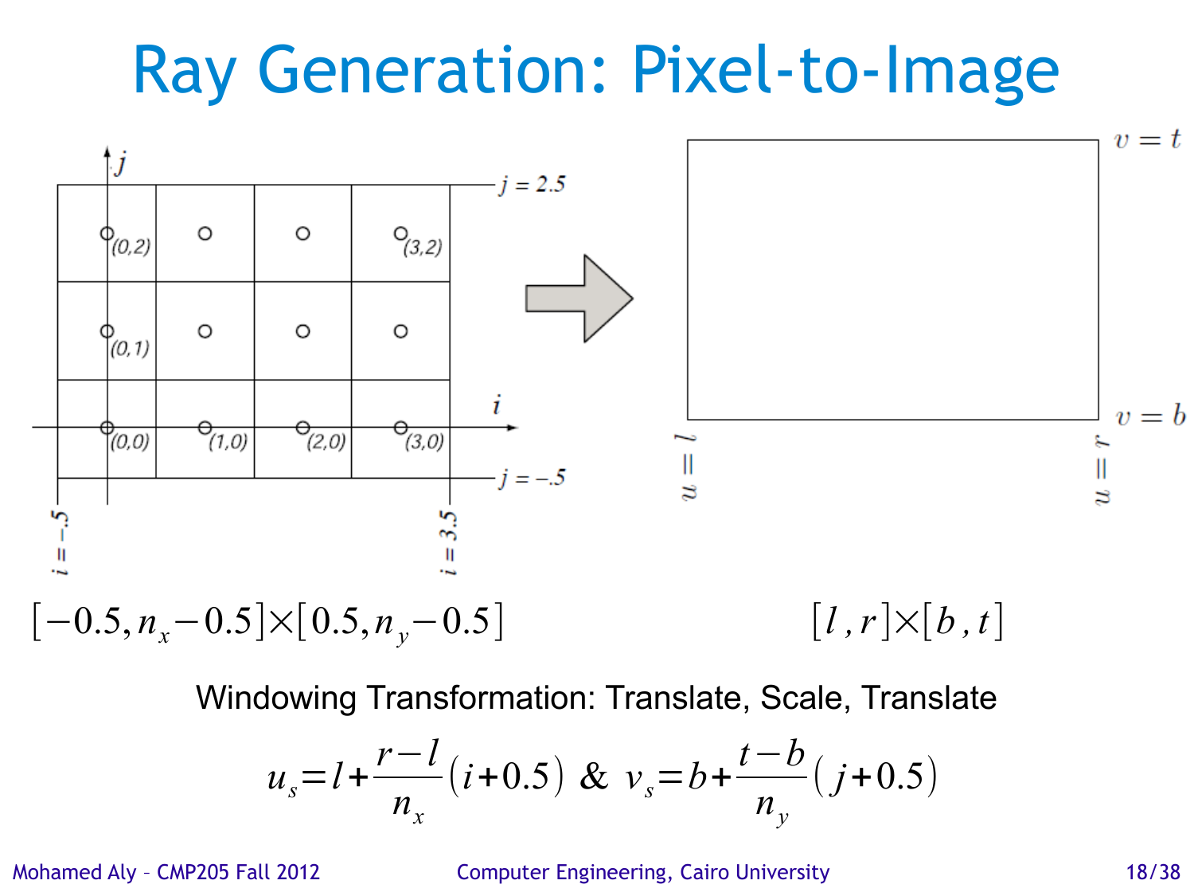# Ray Generation: Pixel-to-Image

$$[-0.5, n_x - 0.5] \times [0.5, n_y - 0.5]$$

$$[l, r] \times [b, t]$$

Windowing Transformation: Translate, Scale, Translate

$$u_s = l + \frac{r-l}{n_x}(i+0.5) \ \& \ v_s = b + \frac{t-b}{n_y}(j+0.5)$$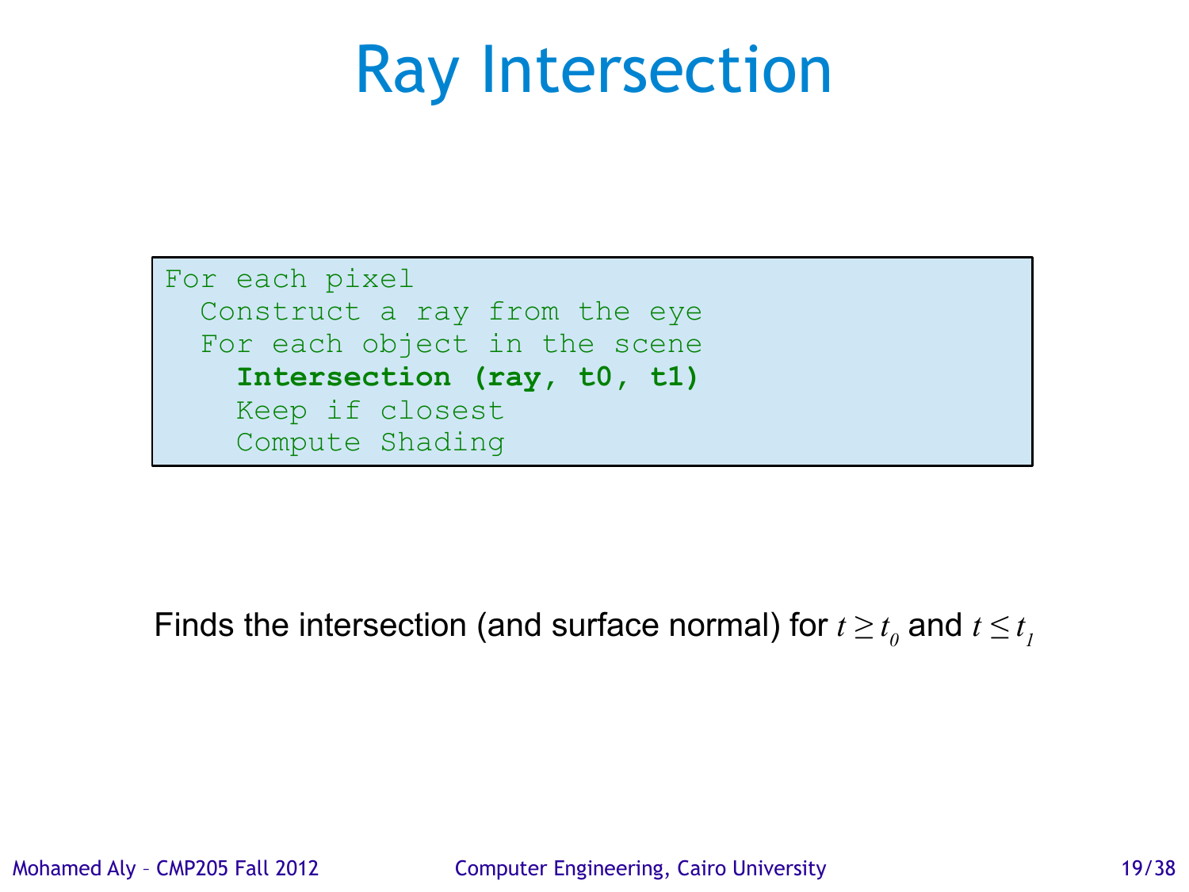# Ray Intersection

```
For each pixel
  Construct a ray from the eye
  For each object in the scene
    Intersection (ray, t0, t1)
    Keep if closest
    Compute Shading
```

Finds the intersection (and surface normal) for $t \geq t_0$ and $t \leq t_1$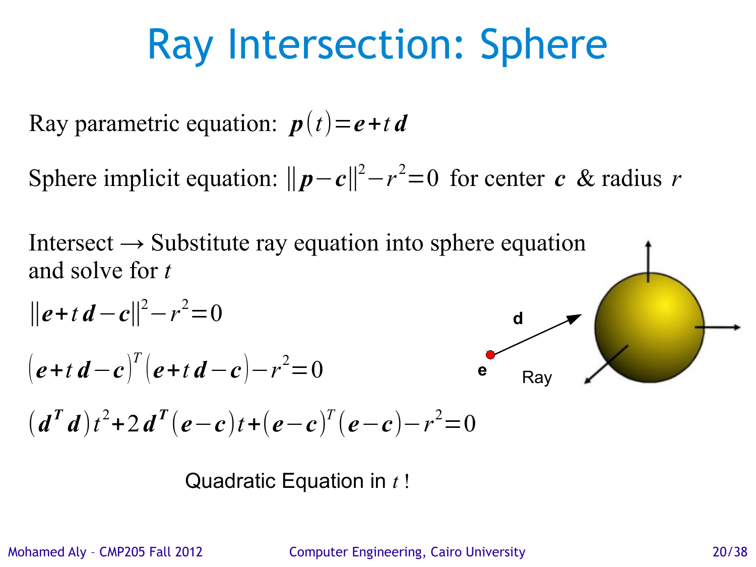# Ray Intersection: Sphere

Ray parametric equation: $\boldsymbol{p}(t)=\boldsymbol{e}+t\,\boldsymbol{d}$

Sphere implicit equation: $\|\boldsymbol{p}-\boldsymbol{c}\|^2-r^2=0$ for center $\boldsymbol{c}$ & radius $r$

Intersect → Substitute ray equation into sphere equation and solve for $t$

$$\|\boldsymbol{e}+t\,\boldsymbol{d}-\boldsymbol{c}\|^2-r^2=0$$

$$(\boldsymbol{e}+t\,\boldsymbol{d}-\boldsymbol{c})^T(\boldsymbol{e}+t\,\boldsymbol{d}-\boldsymbol{c})-r^2=0$$

$$(\boldsymbol{d}^T\boldsymbol{d})t^2+2\boldsymbol{d}^T(\boldsymbol{e}-\boldsymbol{c})t+(\boldsymbol{e}-\boldsymbol{c})^T(\boldsymbol{e}-\boldsymbol{c})-r^2=0$$

Quadratic Equation in $t$ !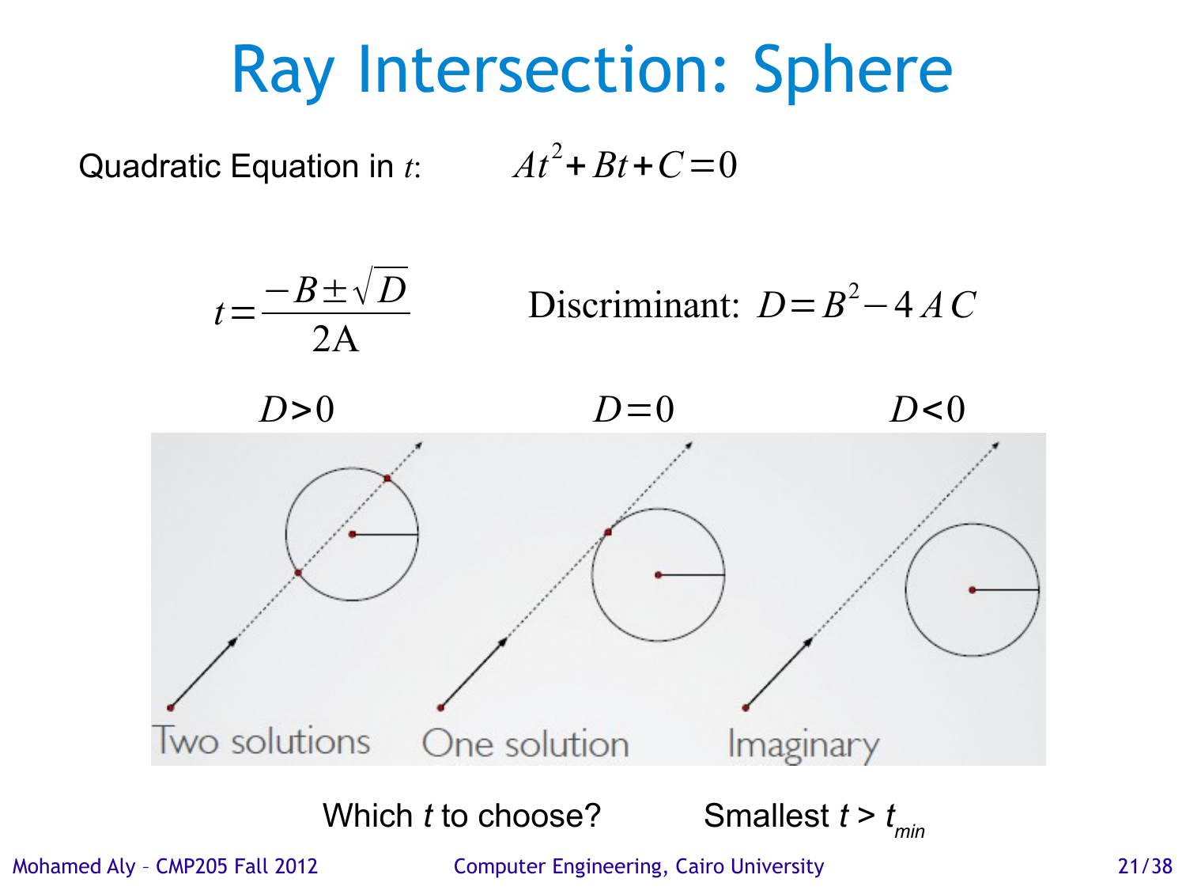# Ray Intersection: Sphere

Quadratic Equation in $t$: $$At^2 + Bt + C = 0$$

$$t = \frac{-B \pm \sqrt{D}}{2A}$$

Discriminant: $D = B^2 - 4AC$

$D > 0$ — Two solutions

$D = 0$ — One solution

$D < 0$ — Imaginary

Which $t$ to choose? Smallest $t > t_{min}$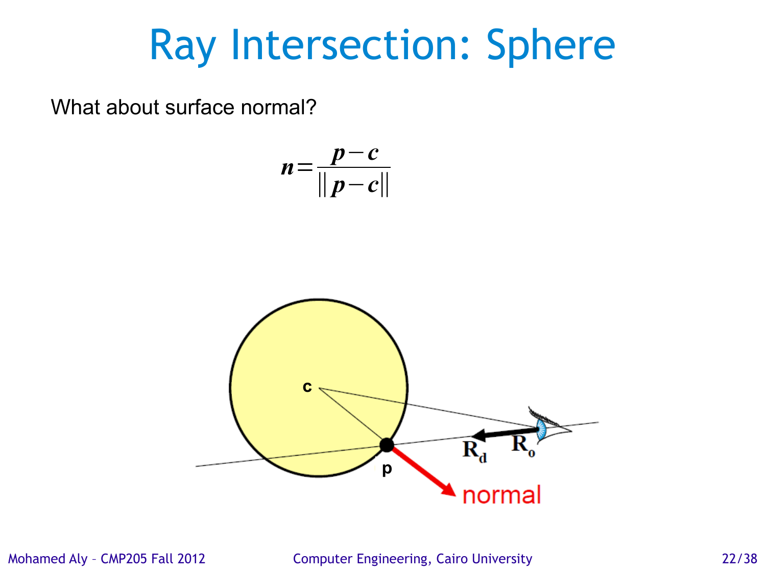# Ray Intersection: Sphere

What about surface normal?

$$n = \frac{p - c}{\| p - c \|}$$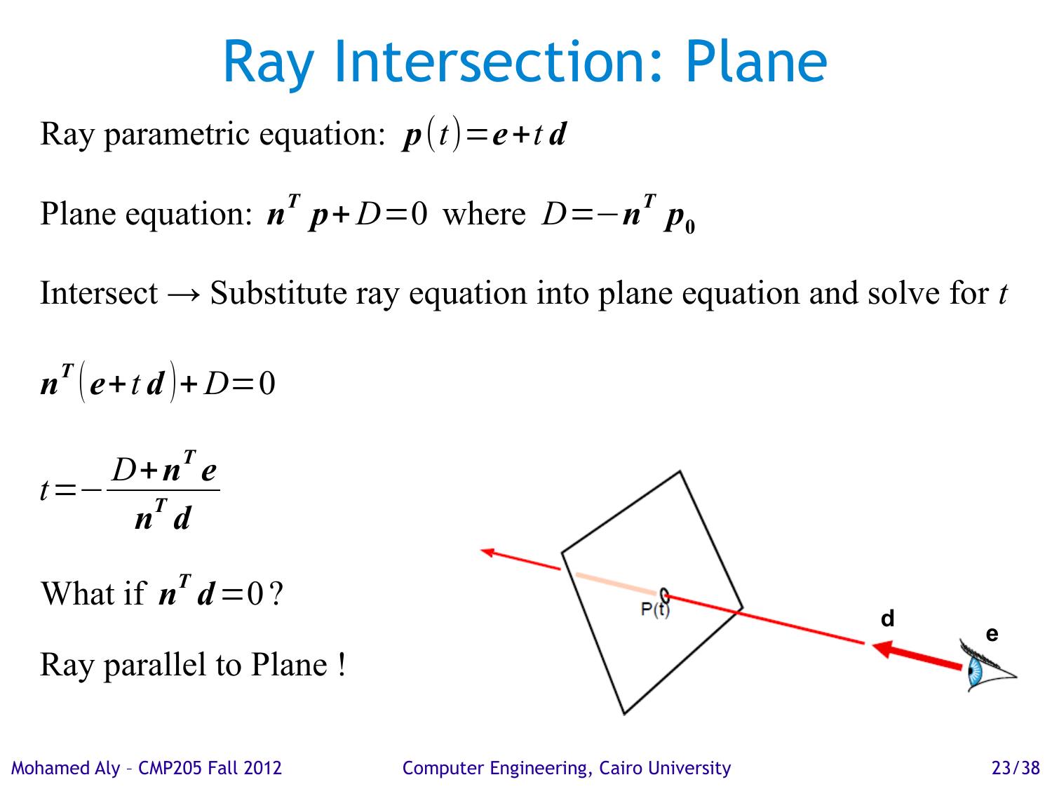# Ray Intersection: Plane

Ray parametric equation: $\boldsymbol{p}(t) = \boldsymbol{e} + t\,\boldsymbol{d}$

Plane equation: $\boldsymbol{n}^T \boldsymbol{p} + D = 0$ where $D = -\boldsymbol{n}^T \boldsymbol{p}_0$

Intersect → Substitute ray equation into plane equation and solve for $t$

$$\boldsymbol{n}^T(\boldsymbol{e} + t\,\boldsymbol{d}) + D = 0$$

$$t = -\frac{D + \boldsymbol{n}^T \boldsymbol{e}}{\boldsymbol{n}^T \boldsymbol{d}}$$

What if $\boldsymbol{n}^T \boldsymbol{d} = 0$?

Ray parallel to Plane !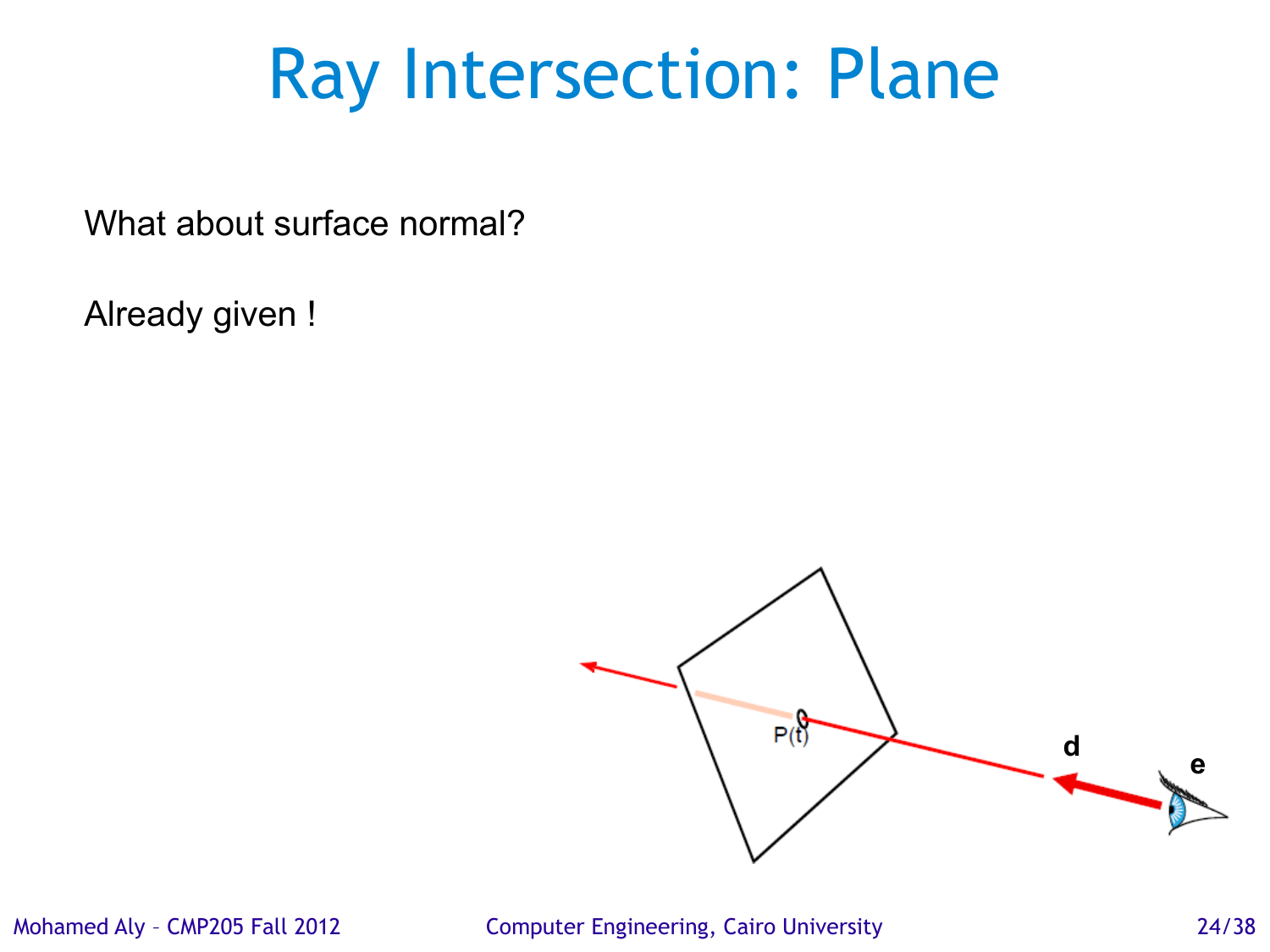# Ray Intersection: Plane

What about surface normal?

Already given !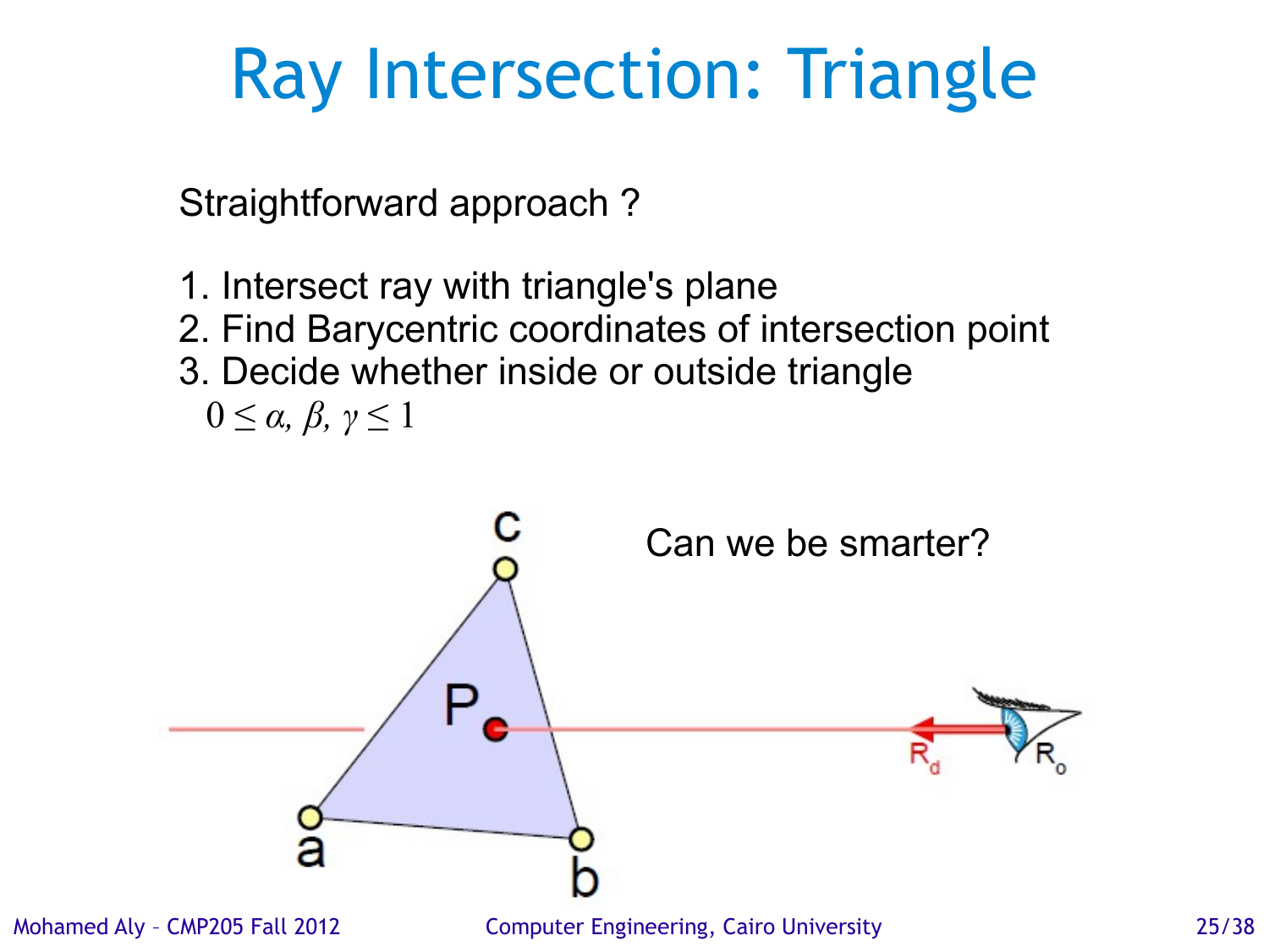# Ray Intersection: Triangle

Straightforward approach ?

1. Intersect ray with triangle's plane
2. Find Barycentric coordinates of intersection point
3. Decide whether inside or outside triangle

$0 \leq \alpha, \beta, \gamma \leq 1$

Can we be smarter?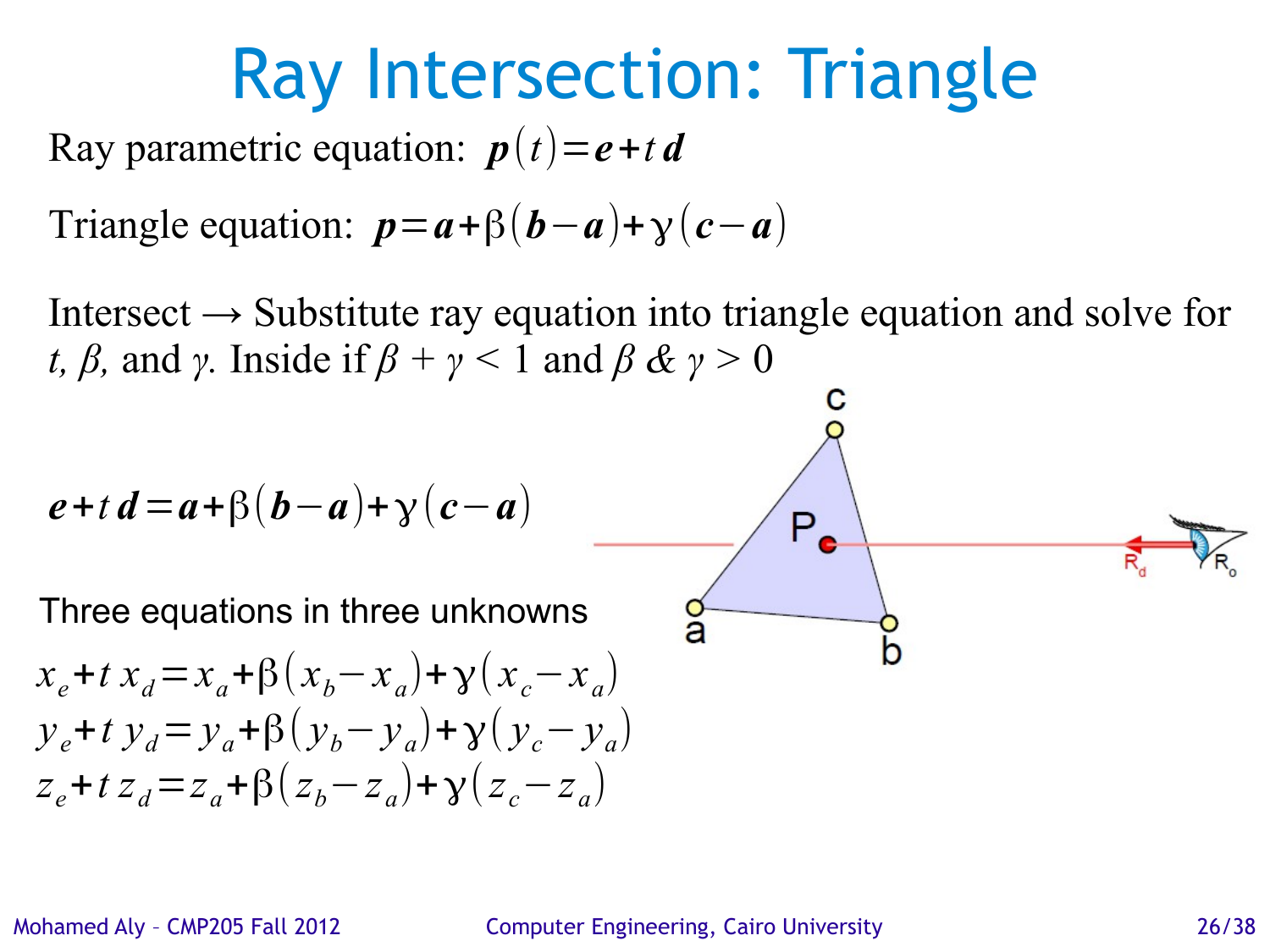# Ray Intersection: Triangle

Ray parametric equation: $\boldsymbol{p}(t) = \boldsymbol{e} + t\,\boldsymbol{d}$

Triangle equation: $\boldsymbol{p} = \boldsymbol{a} + \beta(\boldsymbol{b} - \boldsymbol{a}) + \gamma(\boldsymbol{c} - \boldsymbol{a})$

Intersect → Substitute ray equation into triangle equation and solve for $t$, $\beta$, and $\gamma$. Inside if $\beta + \gamma < 1$ and $\beta$ & $\gamma > 0$

$$\boldsymbol{e} + t\,\boldsymbol{d} = \boldsymbol{a} + \beta(\boldsymbol{b} - \boldsymbol{a}) + \gamma(\boldsymbol{c} - \boldsymbol{a})$$

Three equations in three unknowns

$$x_e + t\,x_d = x_a + \beta(x_b - x_a) + \gamma(x_c - x_a)$$
$$y_e + t\,y_d = y_a + \beta(y_b - y_a) + \gamma(y_c - y_a)$$
$$z_e + t\,z_d = z_a + \beta(z_b - z_a) + \gamma(z_c - z_a)$$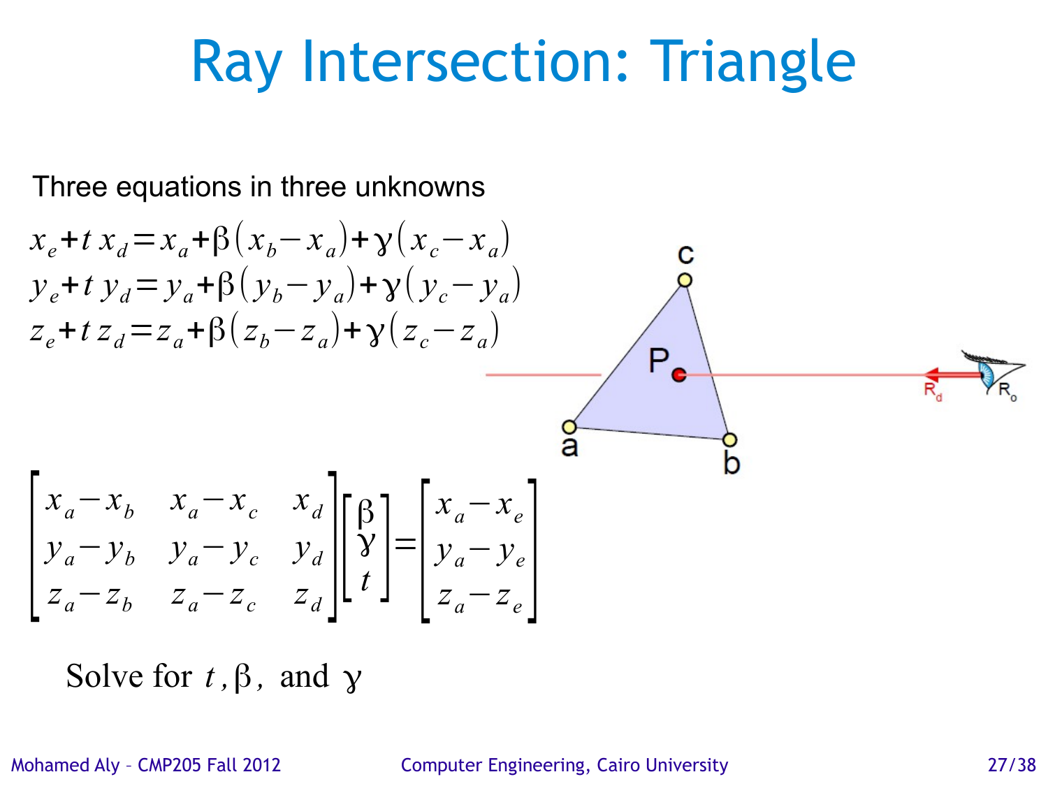# Ray Intersection: Triangle

Three equations in three unknowns

$$x_e + t\,x_d = x_a + \beta(x_b - x_a) + \gamma(x_c - x_a)$$
$$y_e + t\,y_d = y_a + \beta(y_b - y_a) + \gamma(y_c - y_a)$$
$$z_e + t\,z_d = z_a + \beta(z_b - z_a) + \gamma(z_c - z_a)$$

$$\begin{bmatrix} x_a - x_b & x_a - x_c & x_d \\ y_a - y_b & y_a - y_c & y_d \\ z_a - z_b & z_a - z_c & z_d \end{bmatrix} \begin{bmatrix} \beta \\ \gamma \\ t \end{bmatrix} = \begin{bmatrix} x_a - x_e \\ y_a - y_e \\ z_a - z_e \end{bmatrix}$$

Solve for $t$, $\beta$, and $\gamma$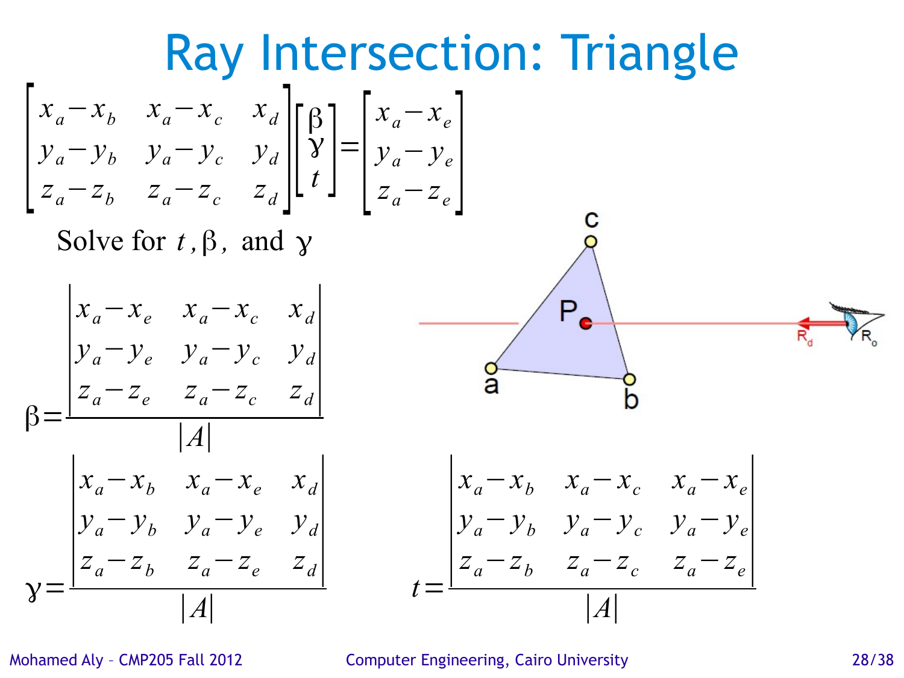# Ray Intersection: Triangle

$$\begin{bmatrix} x_a - x_b & x_a - x_c & x_d \\ y_a - y_b & y_a - y_c & y_d \\ z_a - z_b & z_a - z_c & z_d \end{bmatrix} \begin{bmatrix} \beta \\ \gamma \\ t \end{bmatrix} = \begin{bmatrix} x_a - x_e \\ y_a - y_e \\ z_a - z_e \end{bmatrix}$$

Solve for $t$, $\beta$, and $\gamma$

$$\beta = \frac{\begin{vmatrix} x_a - x_e & x_a - x_c & x_d \\ y_a - y_e & y_a - y_c & y_d \\ z_a - z_e & z_a - z_c & z_d \end{vmatrix}}{|A|}$$

$$\gamma = \frac{\begin{vmatrix} x_a - x_b & x_a - x_e & x_d \\ y_a - y_b & y_a - y_e & y_d \\ z_a - z_b & z_a - z_e & z_d \end{vmatrix}}{|A|}$$

$$t = \frac{\begin{vmatrix} x_a - x_b & x_a - x_c & x_a - x_e \\ y_a - y_b & y_a - y_c & y_a - y_e \\ z_a - z_b & z_a - z_c & z_a - z_e \end{vmatrix}}{|A|}$$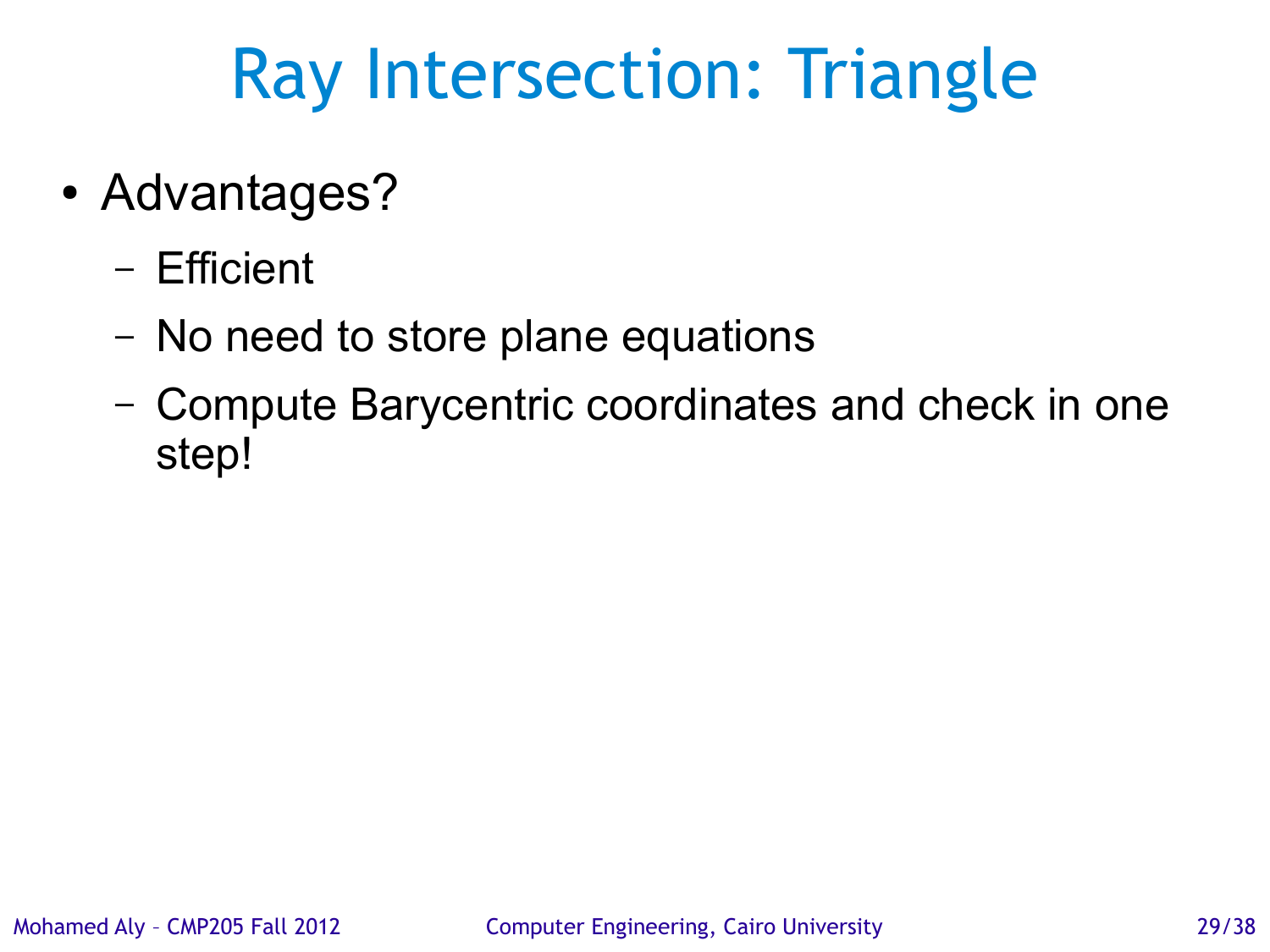# Ray Intersection: Triangle

- Advantages?
  - Efficient
  - No need to store plane equations
  - Compute Barycentric coordinates and check in one step!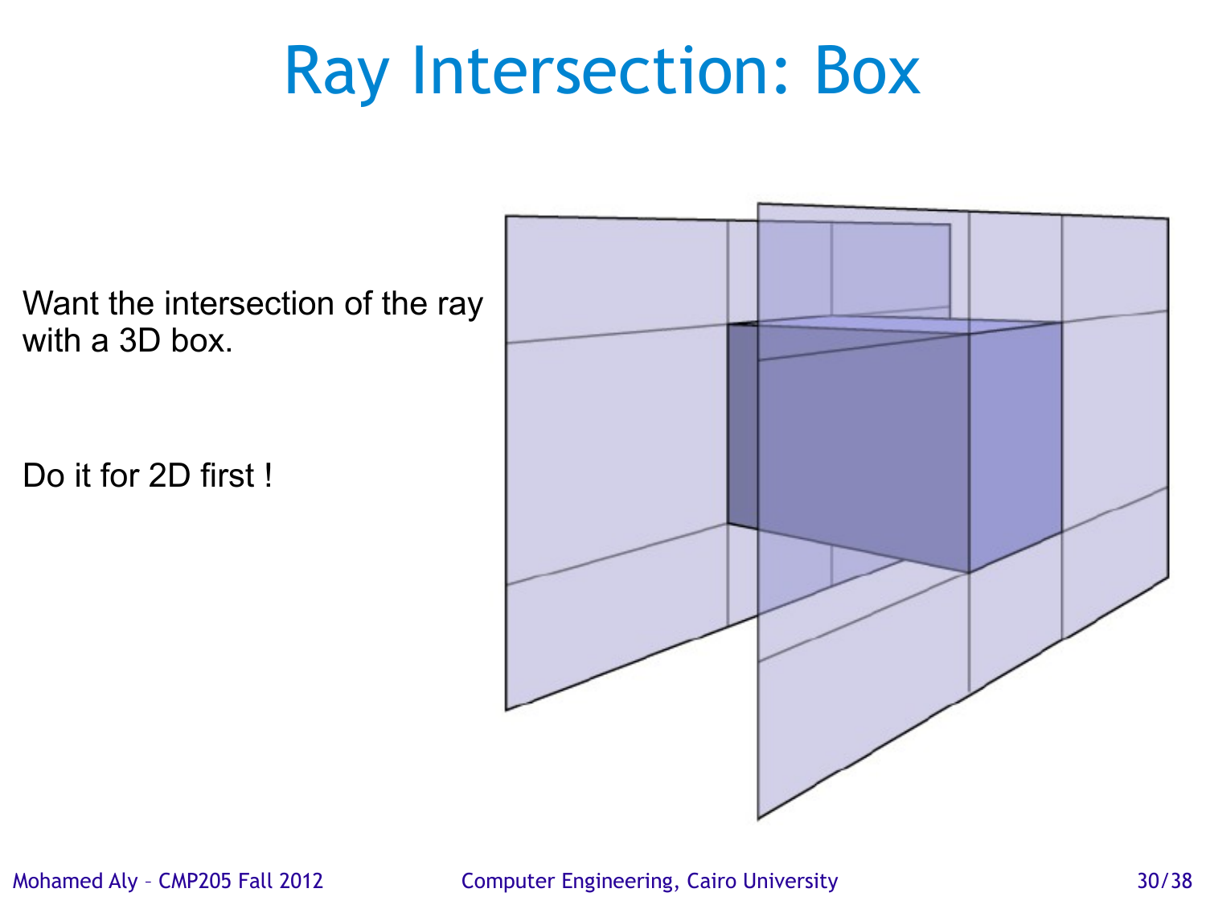# Ray Intersection: Box

Want the intersection of the ray with a 3D box.

Do it for 2D first !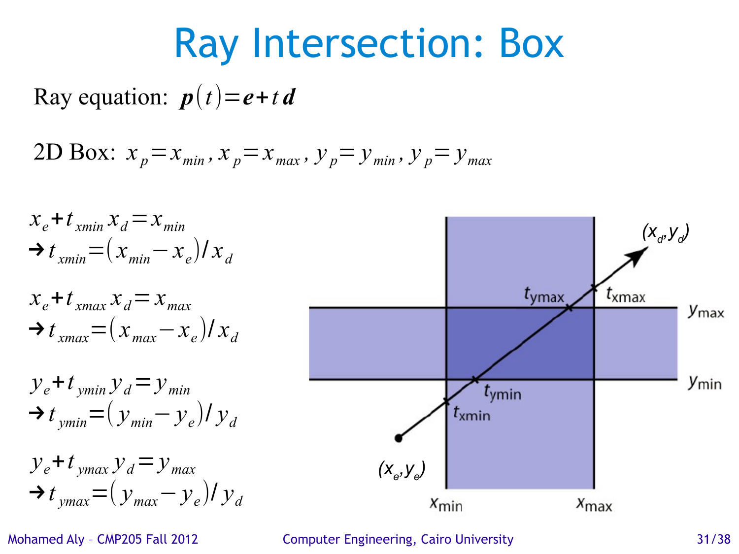# Ray Intersection: Box

Ray equation: $\boldsymbol{p}(t)=\boldsymbol{e}+t\,\boldsymbol{d}$

2D Box: $x_p=x_{min}, x_p=x_{max}, y_p=y_{min}, y_p=y_{max}$

$$x_e+t_{xmin}\,x_d=x_{min}$$
$$\rightarrow t_{xmin}=(x_{min}-x_e)/x_d$$

$$x_e+t_{xmax}\,x_d=x_{max}$$
$$\rightarrow t_{xmax}=(x_{max}-x_e)/x_d$$

$$y_e+t_{ymin}\,y_d=y_{min}$$
$$\rightarrow t_{ymin}=(y_{min}-y_e)/y_d$$

$$y_e+t_{ymax}\,y_d=y_{max}$$
$$\rightarrow t_{ymax}=(y_{max}-y_e)/y_d$$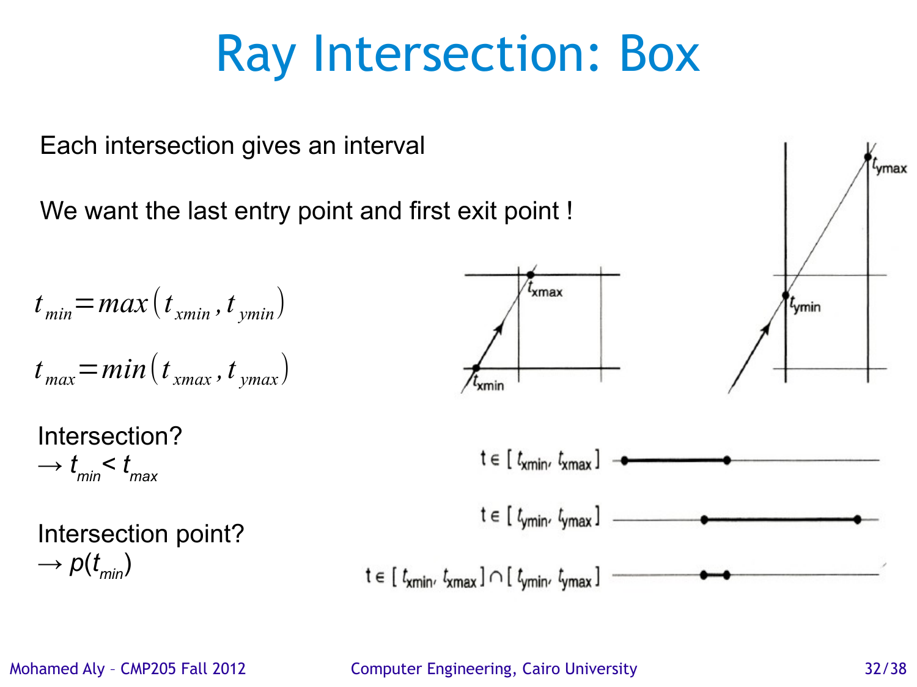# Ray Intersection: Box

Each intersection gives an interval

We want the last entry point and first exit point !

$$t_{min} = max(t_{xmin}, t_{ymin})$$

$$t_{max} = min(t_{xmax}, t_{ymax})$$

Intersection?
→ $t_{min} < t_{max}$

Intersection point?
→ $p(t_{min})$

$t \in [t_{xmin}, t_{xmax}]$

$t \in [t_{ymin}, t_{ymax}]$

$t \in [t_{xmin}, t_{xmax}] \cap [t_{ymin}, t_{ymax}]$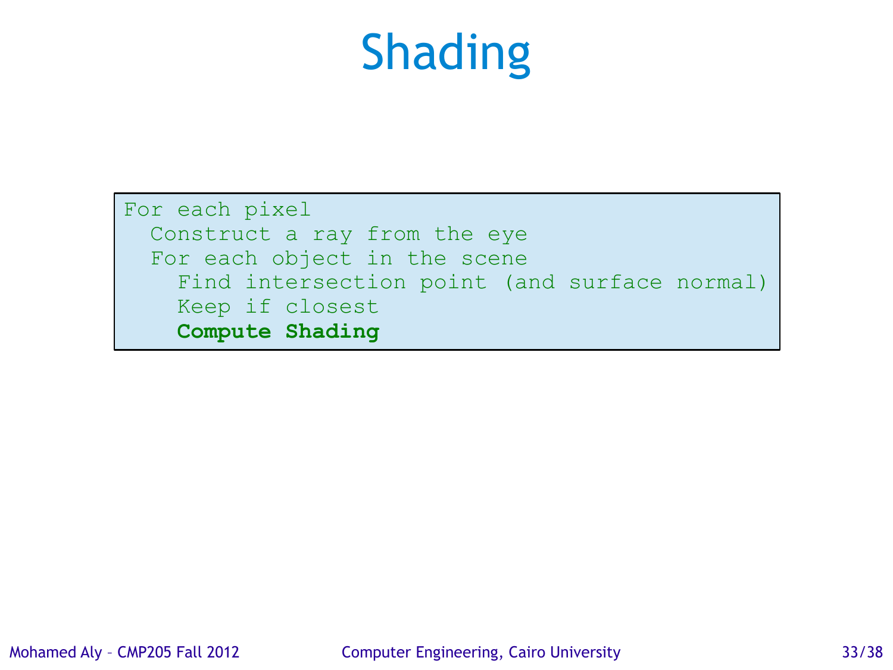# Shading

```
For each pixel
  Construct a ray from the eye
  For each object in the scene
    Find intersection point (and surface normal)
    Keep if closest
    Compute Shading
```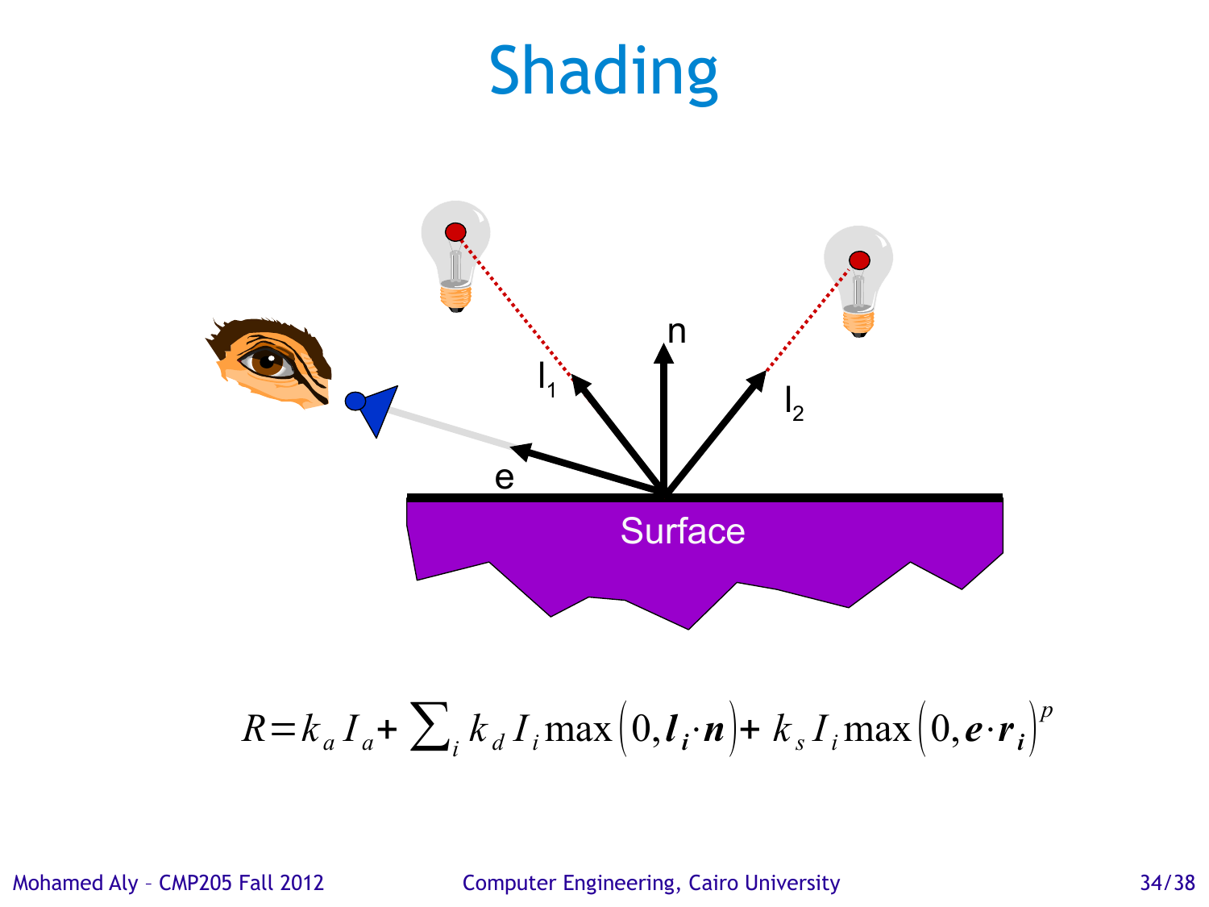# Shading

n

$l_1$

$l_2$

e

Surface

$$R = k_a I_a + \sum_i k_d I_i \max\left(0, \boldsymbol{l_i} \cdot \boldsymbol{n}\right) + k_s I_i \max\left(0, \boldsymbol{e} \cdot \boldsymbol{r_i}\right)^p$$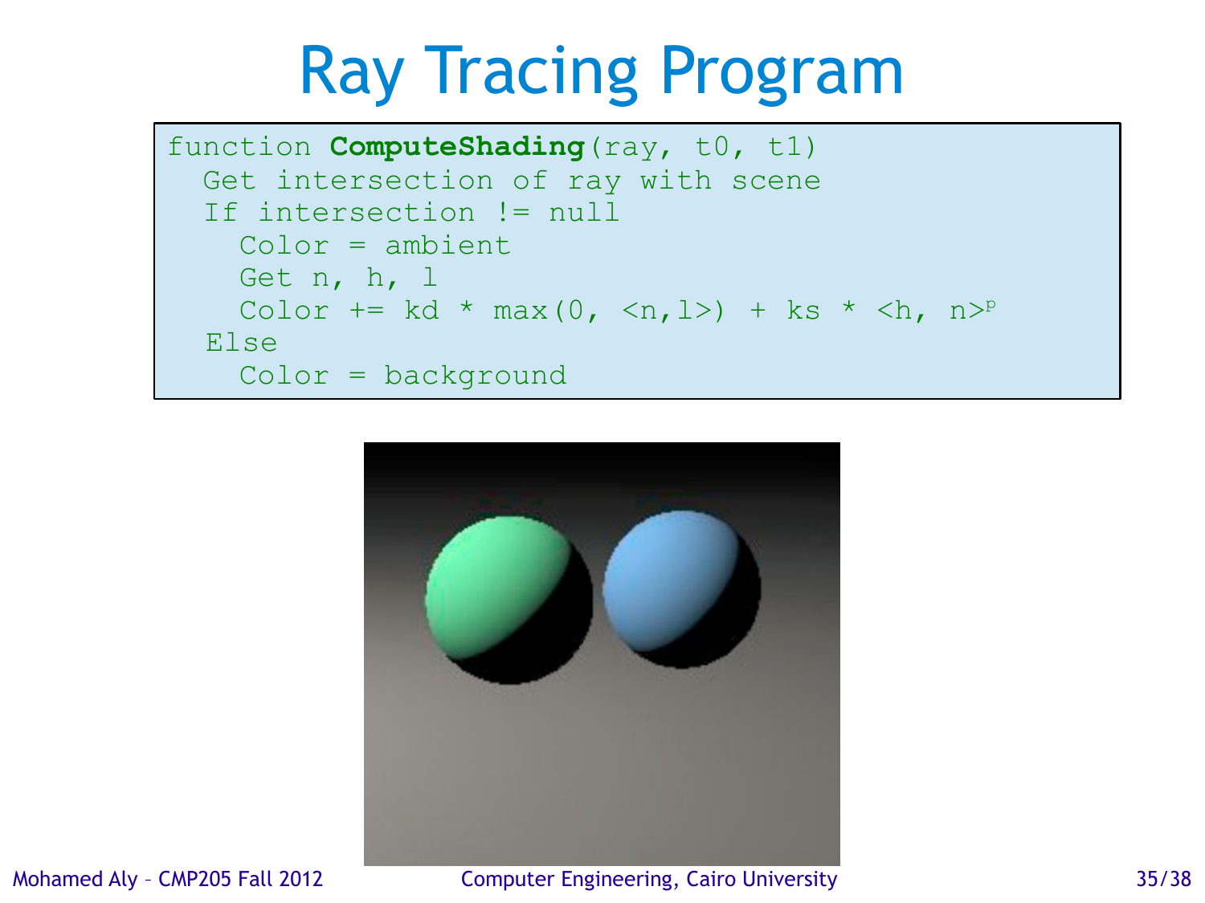# Ray Tracing Program

```
function ComputeShading(ray, t0, t1)
  Get intersection of ray with scene
  If intersection != null
    Color = ambient
    Get n, h, l
    Color += kd * max(0, <n,l>) + ks * <h, n>^p
  Else
    Color = background
```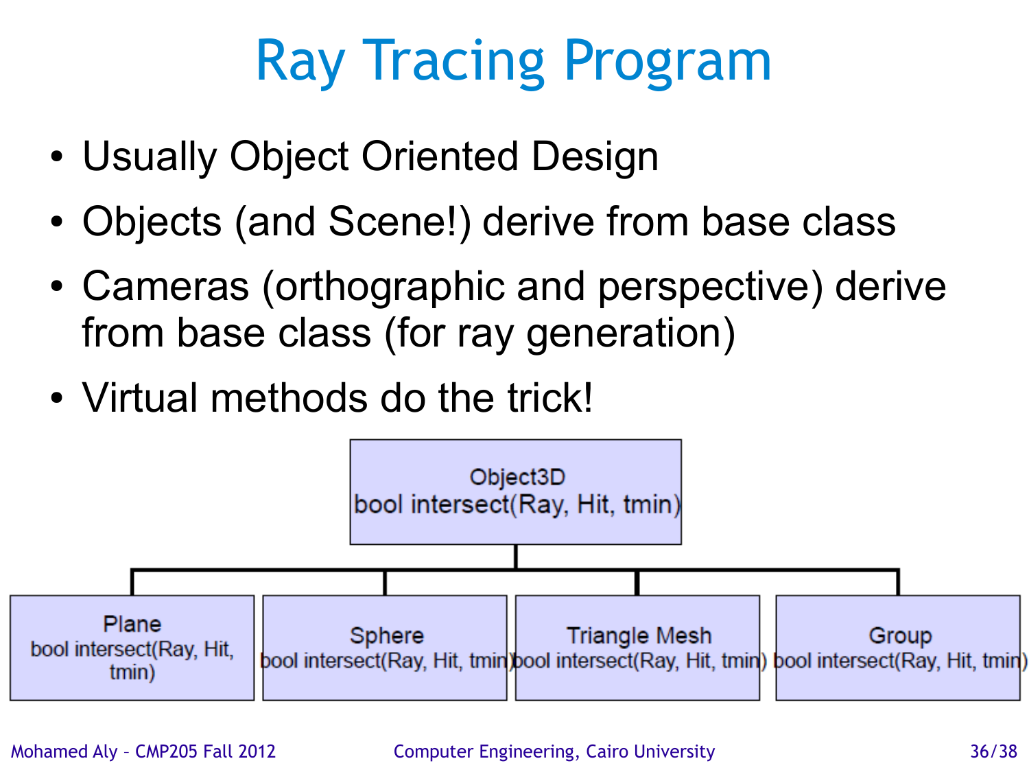# Ray Tracing Program

- Usually Object Oriented Design
- Objects (and Scene!) derive from base class
- Cameras (orthographic and perspective) derive from base class (for ray generation)
- Virtual methods do the trick!

Object3D
bool intersect(Ray, Hit, tmin)

Plane
bool intersect(Ray, Hit, tmin)

Sphere
bool intersect(Ray, Hit, tmin)

Triangle Mesh
bool intersect(Ray, Hit, tmin)

Group
bool intersect(Ray, Hit, tmin)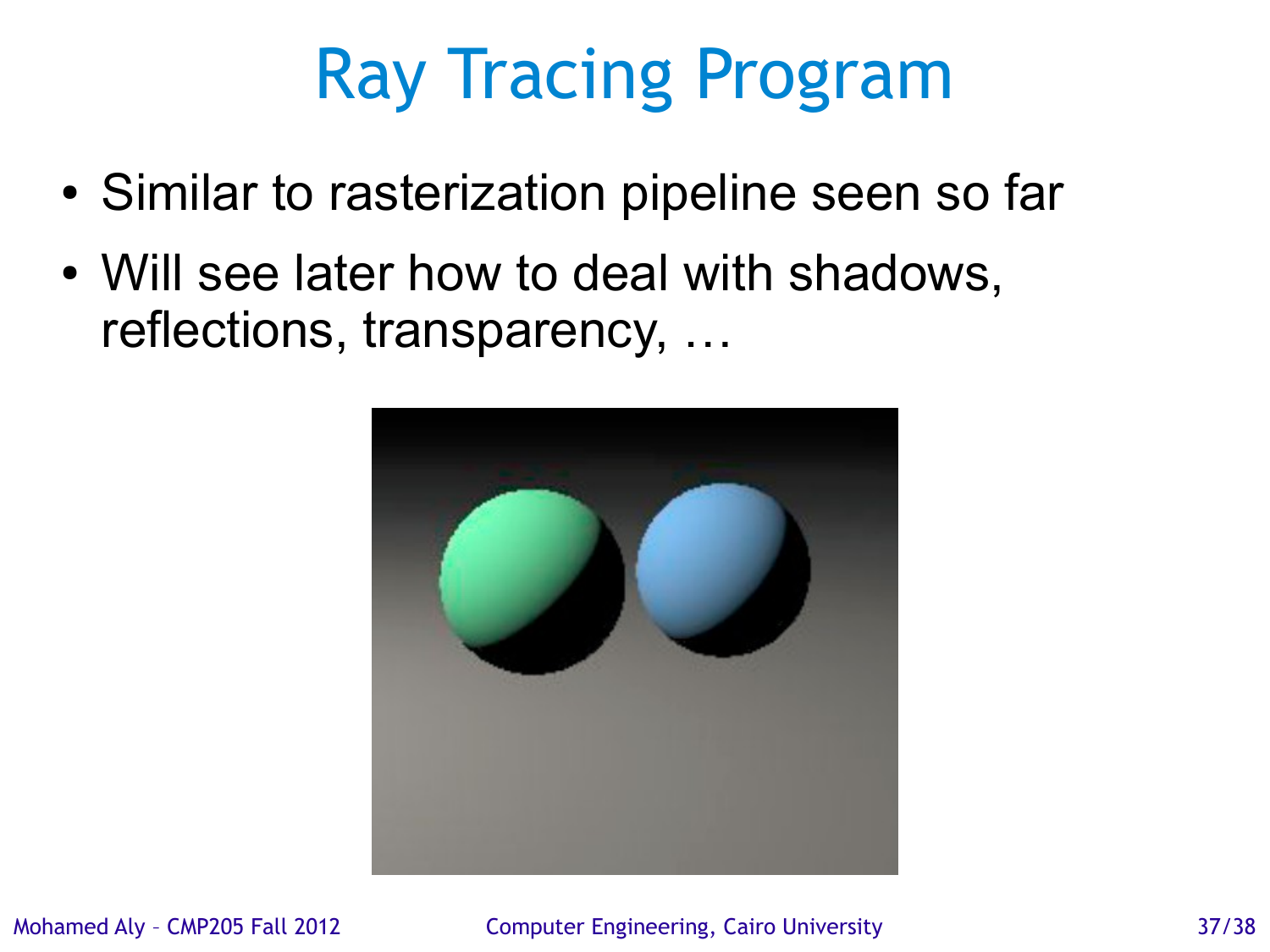# Ray Tracing Program

- Similar to rasterization pipeline seen so far
- Will see later how to deal with shadows, reflections, transparency, …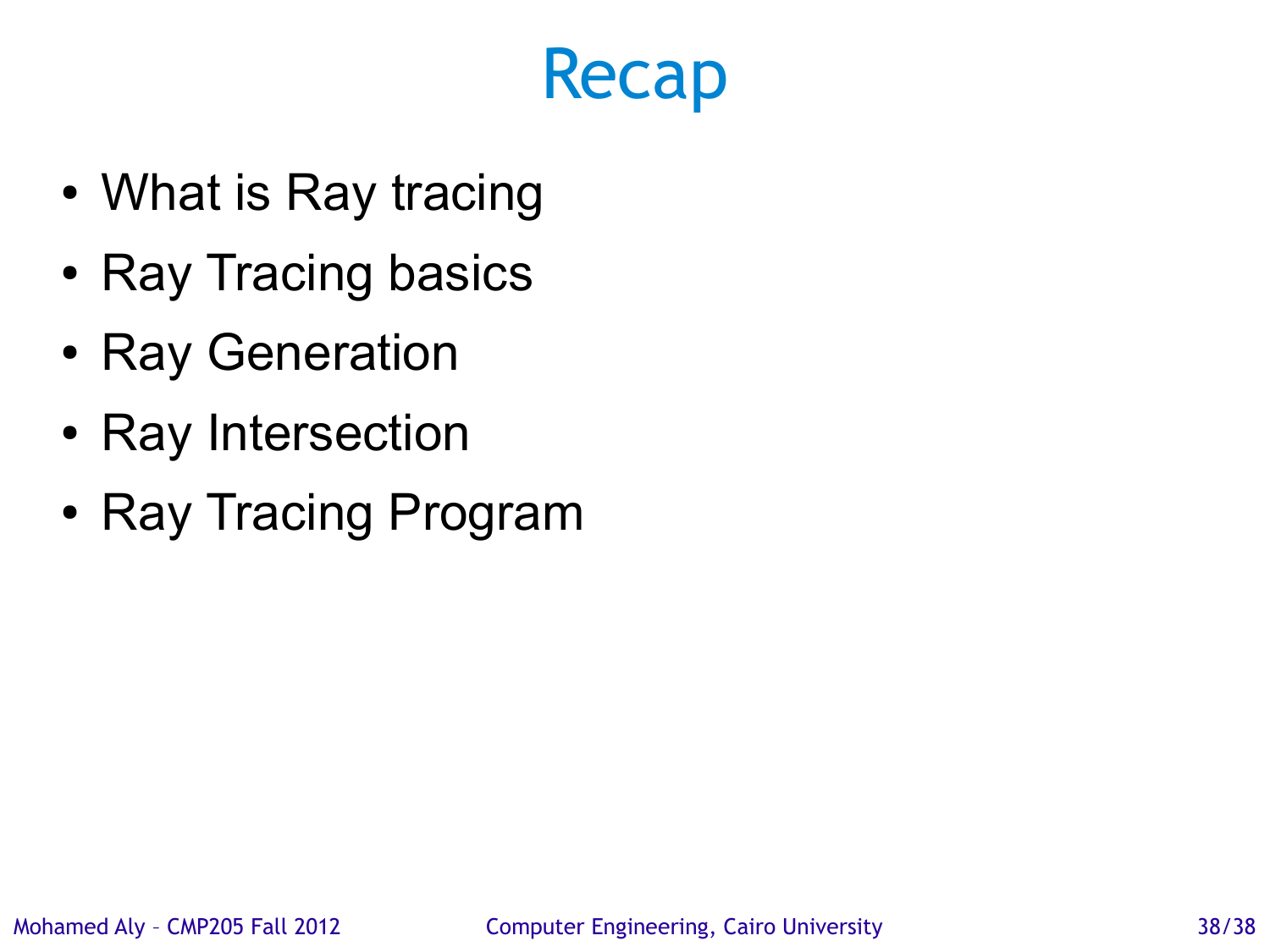# Recap

- What is Ray tracing
- Ray Tracing basics
- Ray Generation
- Ray Intersection
- Ray Tracing Program